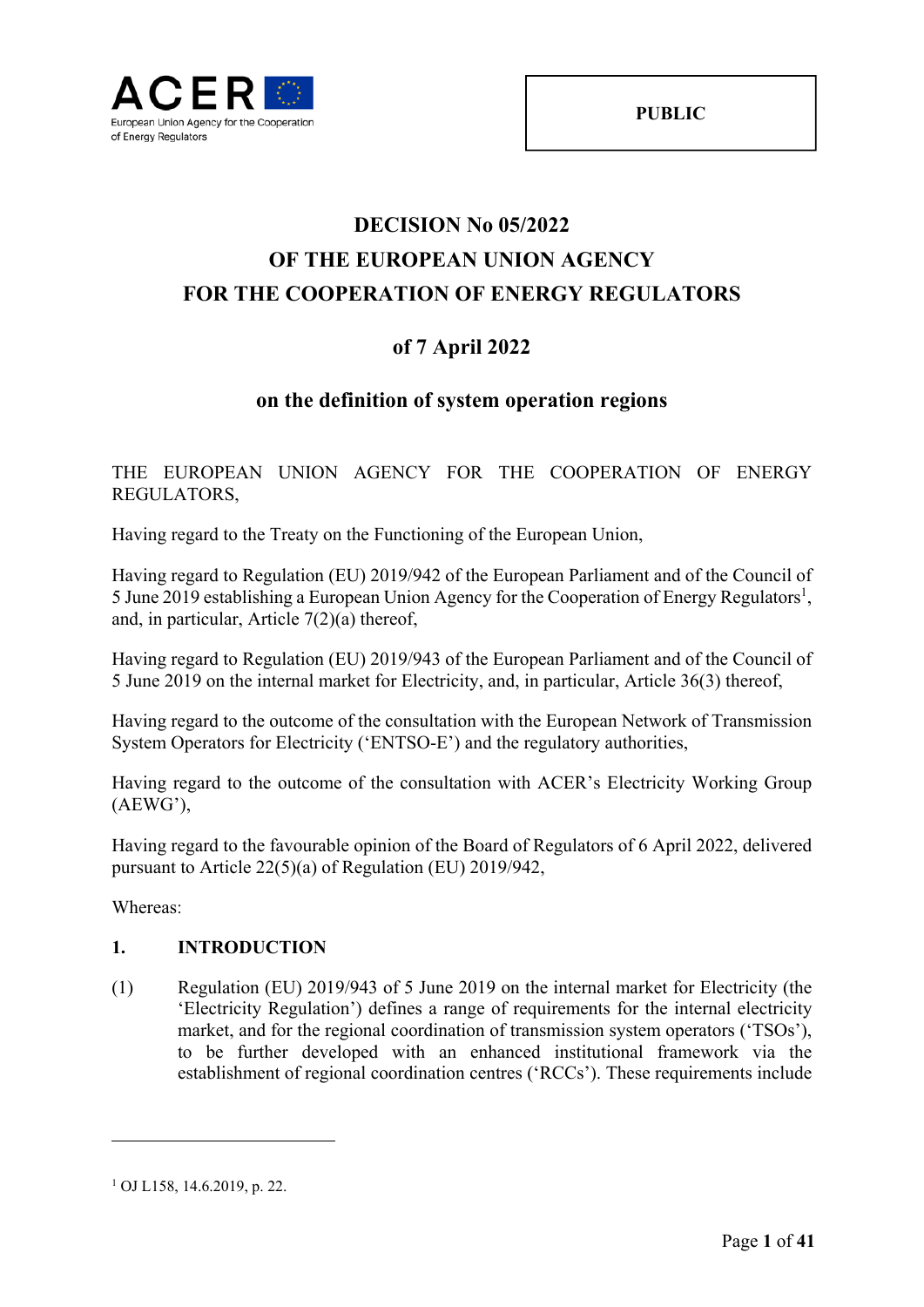**PUBLIC**

# DECISION No 05/2022
# OF THE EUROPEAN UNION AGENCY
# FOR THE COOPERATION OF ENERGY REGULATORS

## of 7 April 2022

## on the definition of system operation regions

THE EUROPEAN UNION AGENCY FOR THE COOPERATION OF ENERGY REGULATORS,

Having regard to the Treaty on the Functioning of the European Union,

Having regard to Regulation (EU) 2019/942 of the European Parliament and of the Council of 5 June 2019 establishing a European Union Agency for the Cooperation of Energy Regulators[1], and, in particular, Article 7(2)(a) thereof,

Having regard to Regulation (EU) 2019/943 of the European Parliament and of the Council of 5 June 2019 on the internal market for Electricity, and, in particular, Article 36(3) thereof,

Having regard to the outcome of the consultation with the European Network of Transmission System Operators for Electricity ('ENTSO-E') and the regulatory authorities,

Having regard to the outcome of the consultation with ACER's Electricity Working Group (AEWG'),

Having regard to the favourable opinion of the Board of Regulators of 6 April 2022, delivered pursuant to Article 22(5)(a) of Regulation (EU) 2019/942,

Whereas:

### 1. INTRODUCTION

(1) Regulation (EU) 2019/943 of 5 June 2019 on the internal market for Electricity (the 'Electricity Regulation') defines a range of requirements for the internal electricity market, and for the regional coordination of transmission system operators ('TSOs'), to be further developed with an enhanced institutional framework via the establishment of regional coordination centres ('RCCs'). These requirements include

[1] OJ L158, 14.6.2019, p. 22.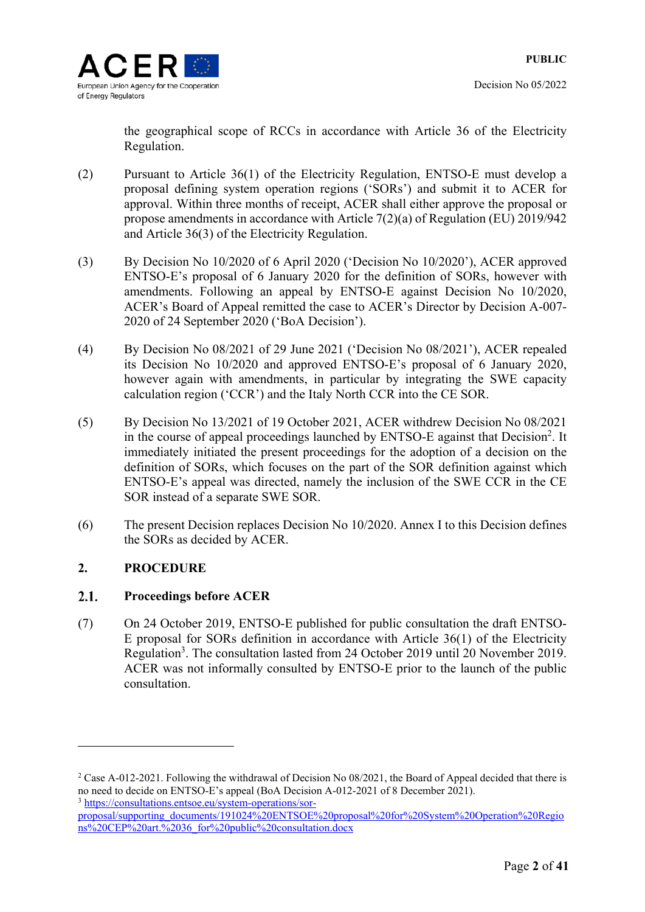the geographical scope of RCCs in accordance with Article 36 of the Electricity Regulation.

(2) Pursuant to Article 36(1) of the Electricity Regulation, ENTSO-E must develop a proposal defining system operation regions ('SORs') and submit it to ACER for approval. Within three months of receipt, ACER shall either approve the proposal or propose amendments in accordance with Article 7(2)(a) of Regulation (EU) 2019/942 and Article 36(3) of the Electricity Regulation.

(3) By Decision No 10/2020 of 6 April 2020 ('Decision No 10/2020'), ACER approved ENTSO-E's proposal of 6 January 2020 for the definition of SORs, however with amendments. Following an appeal by ENTSO-E against Decision No 10/2020, ACER's Board of Appeal remitted the case to ACER's Director by Decision A-007-2020 of 24 September 2020 ('BoA Decision').

(4) By Decision No 08/2021 of 29 June 2021 ('Decision No 08/2021'), ACER repealed its Decision No 10/2020 and approved ENTSO-E's proposal of 6 January 2020, however again with amendments, in particular by integrating the SWE capacity calculation region ('CCR') and the Italy North CCR into the CE SOR.

(5) By Decision No 13/2021 of 19 October 2021, ACER withdrew Decision No 08/2021 in the course of appeal proceedings launched by ENTSO-E against that Decision[2]. It immediately initiated the present proceedings for the adoption of a decision on the definition of SORs, which focuses on the part of the SOR definition against which ENTSO-E's appeal was directed, namely the inclusion of the SWE CCR in the CE SOR instead of a separate SWE SOR.

(6) The present Decision replaces Decision No 10/2020. Annex I to this Decision defines the SORs as decided by ACER.

## 2. PROCEDURE

### 2.1. Proceedings before ACER

(7) On 24 October 2019, ENTSO-E published for public consultation the draft ENTSO-E proposal for SORs definition in accordance with Article 36(1) of the Electricity Regulation[3]. The consultation lasted from 24 October 2019 until 20 November 2019. ACER was not informally consulted by ENTSO-E prior to the launch of the public consultation.

---

[2] Case A-012-2021. Following the withdrawal of Decision No 08/2021, the Board of Appeal decided that there is no need to decide on ENTSO-E's appeal (BoA Decision A-012-2021 of 8 December 2021).

[3] https://consultations.entsoe.eu/system-operations/sor-proposal/supporting_documents/191024%20ENTSOE%20proposal%20for%20System%20Operation%20Regions%20CEP%20art.%2036_for%20public%20consultation.docx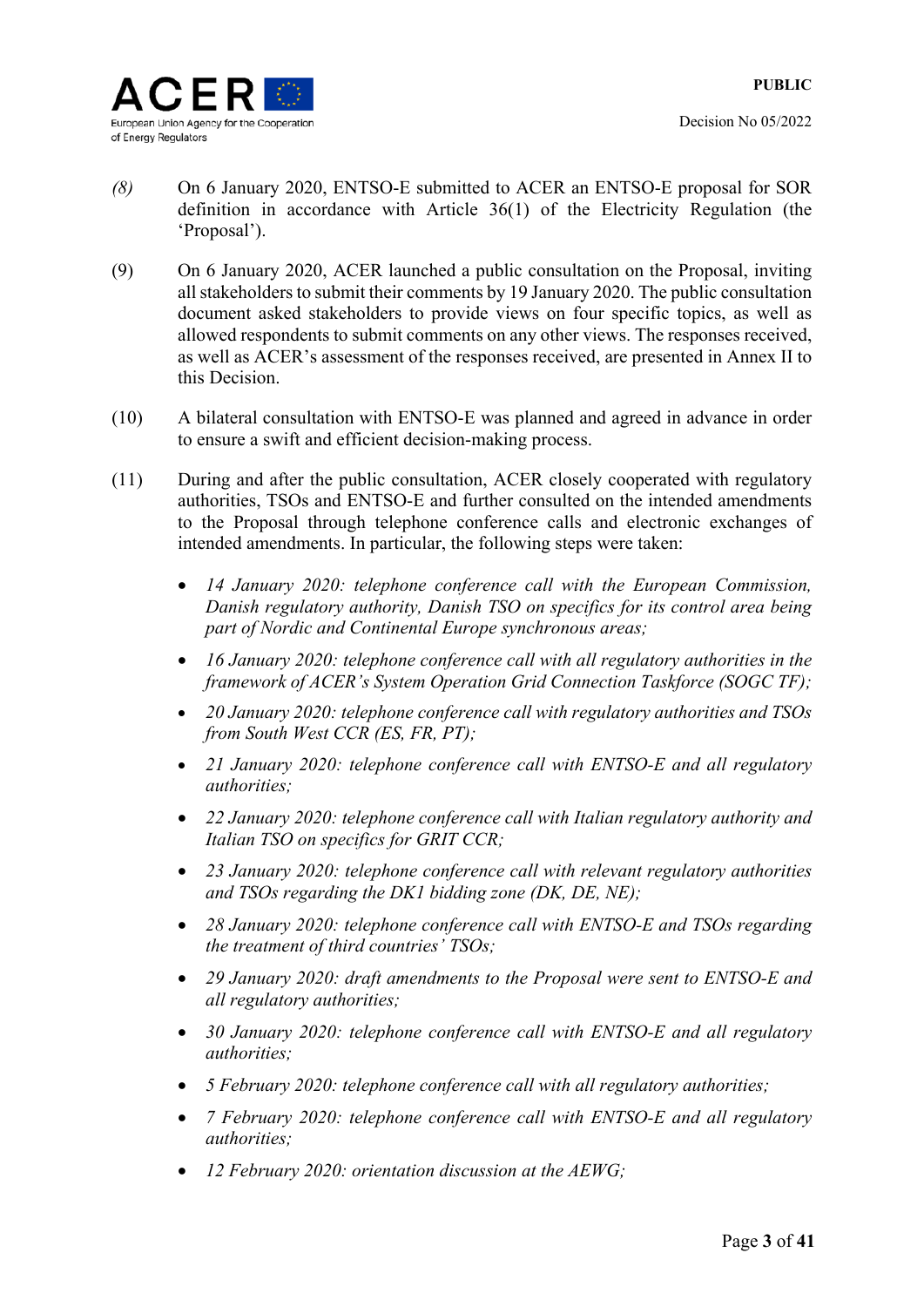*(8)* On 6 January 2020, ENTSO-E submitted to ACER an ENTSO-E proposal for SOR definition in accordance with Article 36(1) of the Electricity Regulation (the 'Proposal').

(9) On 6 January 2020, ACER launched a public consultation on the Proposal, inviting all stakeholders to submit their comments by 19 January 2020. The public consultation document asked stakeholders to provide views on four specific topics, as well as allowed respondents to submit comments on any other views. The responses received, as well as ACER's assessment of the responses received, are presented in Annex II to this Decision.

(10) A bilateral consultation with ENTSO-E was planned and agreed in advance in order to ensure a swift and efficient decision-making process.

(11) During and after the public consultation, ACER closely cooperated with regulatory authorities, TSOs and ENTSO-E and further consulted on the intended amendments to the Proposal through telephone conference calls and electronic exchanges of intended amendments. In particular, the following steps were taken:

- *14 January 2020: telephone conference call with the European Commission, Danish regulatory authority, Danish TSO on specifics for its control area being part of Nordic and Continental Europe synchronous areas;*
- *16 January 2020: telephone conference call with all regulatory authorities in the framework of ACER's System Operation Grid Connection Taskforce (SOGC TF);*
- *20 January 2020: telephone conference call with regulatory authorities and TSOs from South West CCR (ES, FR, PT);*
- *21 January 2020: telephone conference call with ENTSO-E and all regulatory authorities;*
- *22 January 2020: telephone conference call with Italian regulatory authority and Italian TSO on specifics for GRIT CCR;*
- *23 January 2020: telephone conference call with relevant regulatory authorities and TSOs regarding the DK1 bidding zone (DK, DE, NE);*
- *28 January 2020: telephone conference call with ENTSO-E and TSOs regarding the treatment of third countries' TSOs;*
- *29 January 2020: draft amendments to the Proposal were sent to ENTSO-E and all regulatory authorities;*
- *30 January 2020: telephone conference call with ENTSO-E and all regulatory authorities;*
- *5 February 2020: telephone conference call with all regulatory authorities;*
- *7 February 2020: telephone conference call with ENTSO-E and all regulatory authorities;*
- *12 February 2020: orientation discussion at the AEWG;*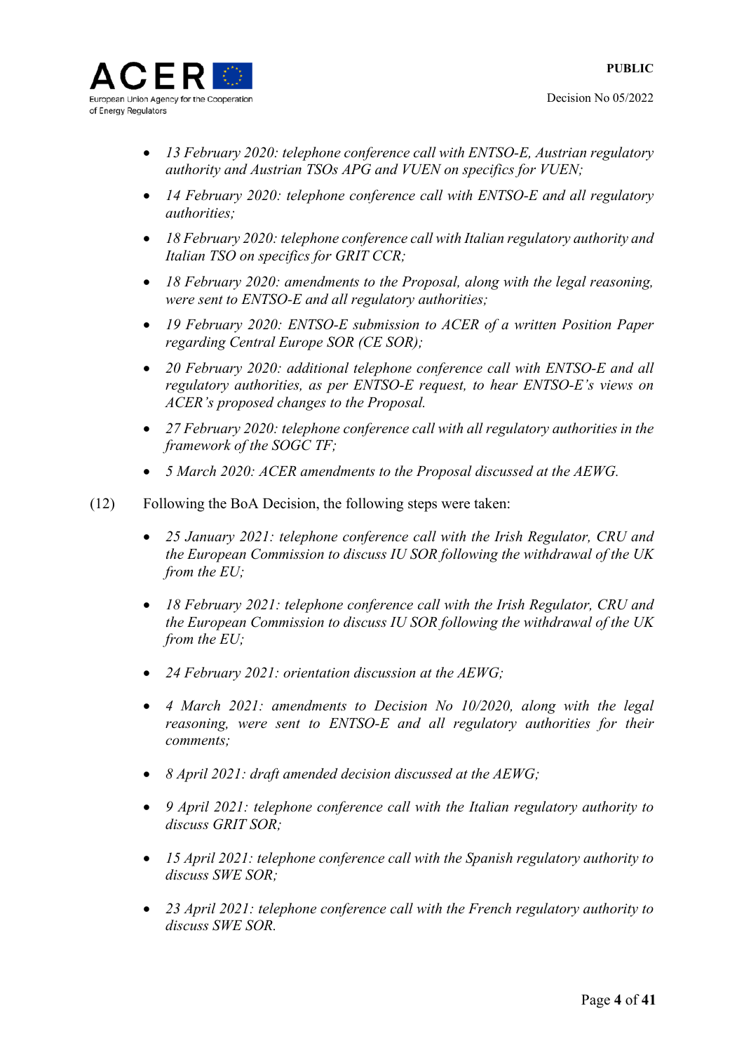- *13 February 2020: telephone conference call with ENTSO-E, Austrian regulatory authority and Austrian TSOs APG and VUEN on specifics for VUEN;*
- *14 February 2020: telephone conference call with ENTSO-E and all regulatory authorities;*
- *18 February 2020: telephone conference call with Italian regulatory authority and Italian TSO on specifics for GRIT CCR;*
- *18 February 2020: amendments to the Proposal, along with the legal reasoning, were sent to ENTSO-E and all regulatory authorities;*
- *19 February 2020: ENTSO-E submission to ACER of a written Position Paper regarding Central Europe SOR (CE SOR);*
- *20 February 2020: additional telephone conference call with ENTSO-E and all regulatory authorities, as per ENTSO-E request, to hear ENTSO-E's views on ACER's proposed changes to the Proposal.*
- *27 February 2020: telephone conference call with all regulatory authorities in the framework of the SOGC TF;*
- *5 March 2020: ACER amendments to the Proposal discussed at the AEWG.*

(12) Following the BoA Decision, the following steps were taken:

- *25 January 2021: telephone conference call with the Irish Regulator, CRU and the European Commission to discuss IU SOR following the withdrawal of the UK from the EU;*
- *18 February 2021: telephone conference call with the Irish Regulator, CRU and the European Commission to discuss IU SOR following the withdrawal of the UK from the EU;*
- *24 February 2021: orientation discussion at the AEWG;*
- *4 March 2021: amendments to Decision No 10/2020, along with the legal reasoning, were sent to ENTSO-E and all regulatory authorities for their comments;*
- *8 April 2021: draft amended decision discussed at the AEWG;*
- *9 April 2021: telephone conference call with the Italian regulatory authority to discuss GRIT SOR;*
- *15 April 2021: telephone conference call with the Spanish regulatory authority to discuss SWE SOR;*
- *23 April 2021: telephone conference call with the French regulatory authority to discuss SWE SOR.*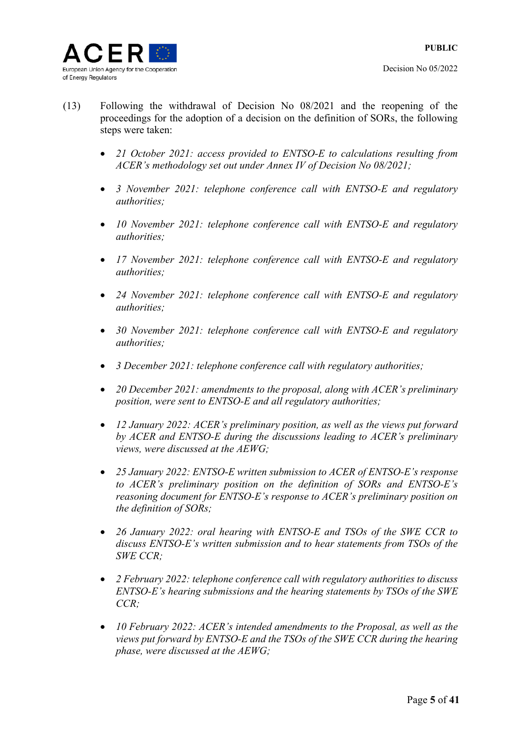(13) Following the withdrawal of Decision No 08/2021 and the reopening of the proceedings for the adoption of a decision on the definition of SORs, the following steps were taken:

- *21 October 2021: access provided to ENTSO-E to calculations resulting from ACER's methodology set out under Annex IV of Decision No 08/2021;*
- *3 November 2021: telephone conference call with ENTSO-E and regulatory authorities;*
- *10 November 2021: telephone conference call with ENTSO-E and regulatory authorities;*
- *17 November 2021: telephone conference call with ENTSO-E and regulatory authorities;*
- *24 November 2021: telephone conference call with ENTSO-E and regulatory authorities;*
- *30 November 2021: telephone conference call with ENTSO-E and regulatory authorities;*
- *3 December 2021: telephone conference call with regulatory authorities;*
- *20 December 2021: amendments to the proposal, along with ACER's preliminary position, were sent to ENTSO-E and all regulatory authorities;*
- *12 January 2022: ACER's preliminary position, as well as the views put forward by ACER and ENTSO-E during the discussions leading to ACER's preliminary views, were discussed at the AEWG;*
- *25 January 2022: ENTSO-E written submission to ACER of ENTSO-E's response to ACER's preliminary position on the definition of SORs and ENTSO-E's reasoning document for ENTSO-E's response to ACER's preliminary position on the definition of SORs;*
- *26 January 2022: oral hearing with ENTSO-E and TSOs of the SWE CCR to discuss ENTSO-E's written submission and to hear statements from TSOs of the SWE CCR;*
- *2 February 2022: telephone conference call with regulatory authorities to discuss ENTSO-E's hearing submissions and the hearing statements by TSOs of the SWE CCR;*
- *10 February 2022: ACER's intended amendments to the Proposal, as well as the views put forward by ENTSO-E and the TSOs of the SWE CCR during the hearing phase, were discussed at the AEWG;*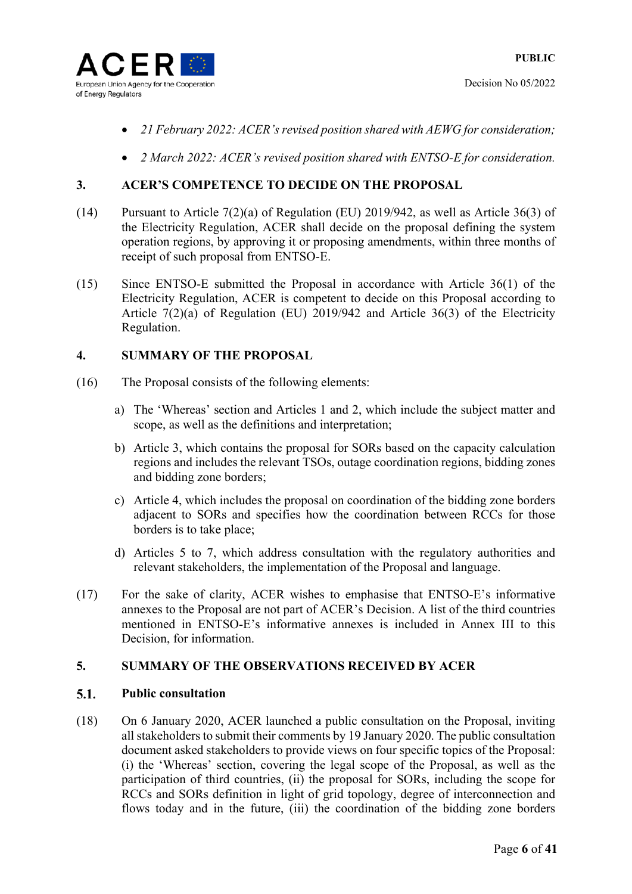- *21 February 2022: ACER's revised position shared with AEWG for consideration;*
- *2 March 2022: ACER's revised position shared with ENTSO-E for consideration.*

## 3. ACER'S COMPETENCE TO DECIDE ON THE PROPOSAL

(14) Pursuant to Article 7(2)(a) of Regulation (EU) 2019/942, as well as Article 36(3) of the Electricity Regulation, ACER shall decide on the proposal defining the system operation regions, by approving it or proposing amendments, within three months of receipt of such proposal from ENTSO-E.

(15) Since ENTSO-E submitted the Proposal in accordance with Article 36(1) of the Electricity Regulation, ACER is competent to decide on this Proposal according to Article 7(2)(a) of Regulation (EU) 2019/942 and Article 36(3) of the Electricity Regulation.

## 4. SUMMARY OF THE PROPOSAL

(16) The Proposal consists of the following elements:

a) The 'Whereas' section and Articles 1 and 2, which include the subject matter and scope, as well as the definitions and interpretation;

b) Article 3, which contains the proposal for SORs based on the capacity calculation regions and includes the relevant TSOs, outage coordination regions, bidding zones and bidding zone borders;

c) Article 4, which includes the proposal on coordination of the bidding zone borders adjacent to SORs and specifies how the coordination between RCCs for those borders is to take place;

d) Articles 5 to 7, which address consultation with the regulatory authorities and relevant stakeholders, the implementation of the Proposal and language.

(17) For the sake of clarity, ACER wishes to emphasise that ENTSO-E's informative annexes to the Proposal are not part of ACER's Decision. A list of the third countries mentioned in ENTSO-E's informative annexes is included in Annex III to this Decision, for information.

## 5. SUMMARY OF THE OBSERVATIONS RECEIVED BY ACER

### 5.1. Public consultation

(18) On 6 January 2020, ACER launched a public consultation on the Proposal, inviting all stakeholders to submit their comments by 19 January 2020. The public consultation document asked stakeholders to provide views on four specific topics of the Proposal: (i) the 'Whereas' section, covering the legal scope of the Proposal, as well as the participation of third countries, (ii) the proposal for SORs, including the scope for RCCs and SORs definition in light of grid topology, degree of interconnection and flows today and in the future, (iii) the coordination of the bidding zone borders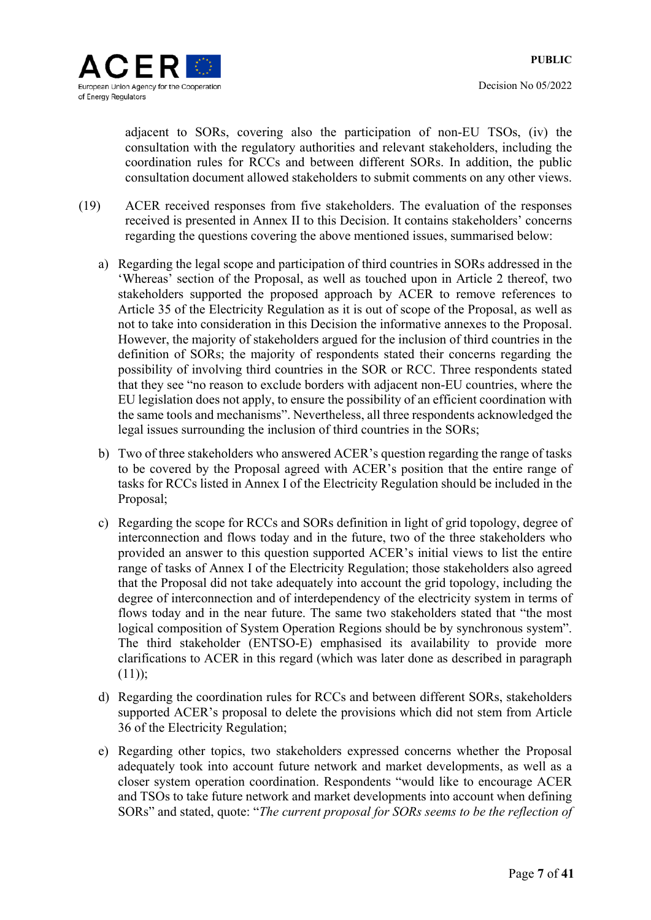adjacent to SORs, covering also the participation of non-EU TSOs, (iv) the consultation with the regulatory authorities and relevant stakeholders, including the coordination rules for RCCs and between different SORs. In addition, the public consultation document allowed stakeholders to submit comments on any other views.

(19) ACER received responses from five stakeholders. The evaluation of the responses received is presented in Annex II to this Decision. It contains stakeholders' concerns regarding the questions covering the above mentioned issues, summarised below:

a) Regarding the legal scope and participation of third countries in SORs addressed in the 'Whereas' section of the Proposal, as well as touched upon in Article 2 thereof, two stakeholders supported the proposed approach by ACER to remove references to Article 35 of the Electricity Regulation as it is out of scope of the Proposal, as well as not to take into consideration in this Decision the informative annexes to the Proposal. However, the majority of stakeholders argued for the inclusion of third countries in the definition of SORs; the majority of respondents stated their concerns regarding the possibility of involving third countries in the SOR or RCC. Three respondents stated that they see "no reason to exclude borders with adjacent non-EU countries, where the EU legislation does not apply, to ensure the possibility of an efficient coordination with the same tools and mechanisms". Nevertheless, all three respondents acknowledged the legal issues surrounding the inclusion of third countries in the SORs;

b) Two of three stakeholders who answered ACER's question regarding the range of tasks to be covered by the Proposal agreed with ACER's position that the entire range of tasks for RCCs listed in Annex I of the Electricity Regulation should be included in the Proposal;

c) Regarding the scope for RCCs and SORs definition in light of grid topology, degree of interconnection and flows today and in the future, two of the three stakeholders who provided an answer to this question supported ACER's initial views to list the entire range of tasks of Annex I of the Electricity Regulation; those stakeholders also agreed that the Proposal did not take adequately into account the grid topology, including the degree of interconnection and of interdependency of the electricity system in terms of flows today and in the near future. The same two stakeholders stated that "the most logical composition of System Operation Regions should be by synchronous system". The third stakeholder (ENTSO-E) emphasised its availability to provide more clarifications to ACER in this regard (which was later done as described in paragraph (11));

d) Regarding the coordination rules for RCCs and between different SORs, stakeholders supported ACER's proposal to delete the provisions which did not stem from Article 36 of the Electricity Regulation;

e) Regarding other topics, two stakeholders expressed concerns whether the Proposal adequately took into account future network and market developments, as well as a closer system operation coordination. Respondents "would like to encourage ACER and TSOs to take future network and market developments into account when defining SORs" and stated, quote: "*The current proposal for SORs seems to be the reflection of*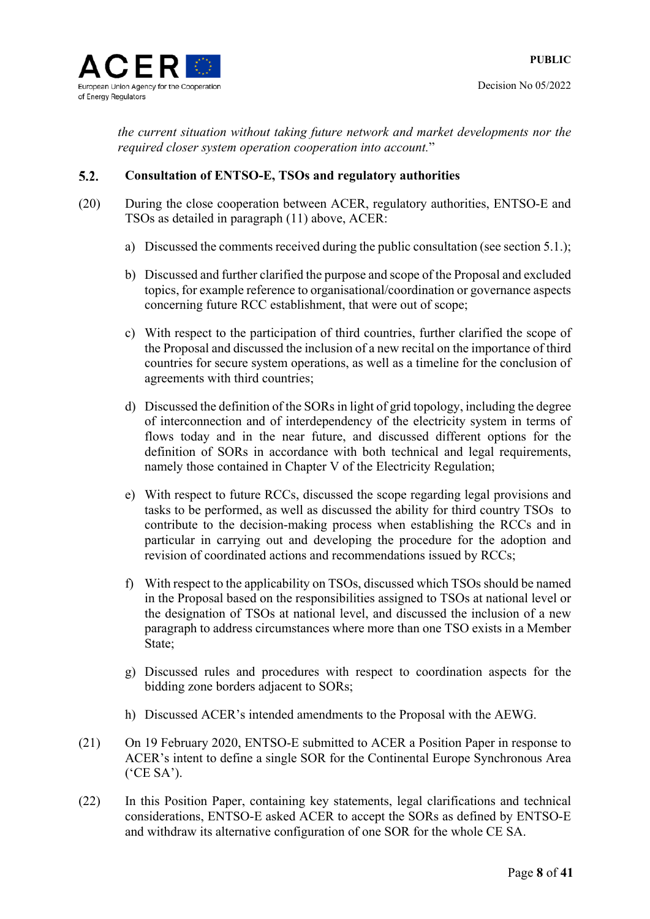*the current situation without taking future network and market developments nor the required closer system operation cooperation into account.*"

## 5.2. Consultation of ENTSO-E, TSOs and regulatory authorities

(20) During the close cooperation between ACER, regulatory authorities, ENTSO-E and TSOs as detailed in paragraph (11) above, ACER:

a) Discussed the comments received during the public consultation (see section 5.1.);

b) Discussed and further clarified the purpose and scope of the Proposal and excluded topics, for example reference to organisational/coordination or governance aspects concerning future RCC establishment, that were out of scope;

c) With respect to the participation of third countries, further clarified the scope of the Proposal and discussed the inclusion of a new recital on the importance of third countries for secure system operations, as well as a timeline for the conclusion of agreements with third countries;

d) Discussed the definition of the SORs in light of grid topology, including the degree of interconnection and of interdependency of the electricity system in terms of flows today and in the near future, and discussed different options for the definition of SORs in accordance with both technical and legal requirements, namely those contained in Chapter V of the Electricity Regulation;

e) With respect to future RCCs, discussed the scope regarding legal provisions and tasks to be performed, as well as discussed the ability for third country TSOs to contribute to the decision-making process when establishing the RCCs and in particular in carrying out and developing the procedure for the adoption and revision of coordinated actions and recommendations issued by RCCs;

f) With respect to the applicability on TSOs, discussed which TSOs should be named in the Proposal based on the responsibilities assigned to TSOs at national level or the designation of TSOs at national level, and discussed the inclusion of a new paragraph to address circumstances where more than one TSO exists in a Member State;

g) Discussed rules and procedures with respect to coordination aspects for the bidding zone borders adjacent to SORs;

h) Discussed ACER's intended amendments to the Proposal with the AEWG.

(21) On 19 February 2020, ENTSO-E submitted to ACER a Position Paper in response to ACER's intent to define a single SOR for the Continental Europe Synchronous Area ('CE SA').

(22) In this Position Paper, containing key statements, legal clarifications and technical considerations, ENTSO-E asked ACER to accept the SORs as defined by ENTSO-E and withdraw its alternative configuration of one SOR for the whole CE SA.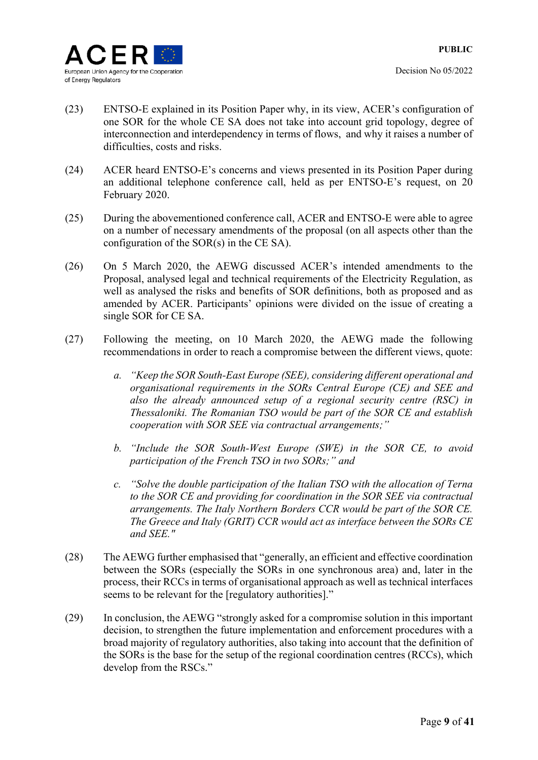(23) ENTSO-E explained in its Position Paper why, in its view, ACER's configuration of one SOR for the whole CE SA does not take into account grid topology, degree of interconnection and interdependency in terms of flows, and why it raises a number of difficulties, costs and risks.

(24) ACER heard ENTSO-E's concerns and views presented in its Position Paper during an additional telephone conference call, held as per ENTSO-E's request, on 20 February 2020.

(25) During the abovementioned conference call, ACER and ENTSO-E were able to agree on a number of necessary amendments of the proposal (on all aspects other than the configuration of the SOR(s) in the CE SA).

(26) On 5 March 2020, the AEWG discussed ACER's intended amendments to the Proposal, analysed legal and technical requirements of the Electricity Regulation, as well as analysed the risks and benefits of SOR definitions, both as proposed and as amended by ACER. Participants' opinions were divided on the issue of creating a single SOR for CE SA.

(27) Following the meeting, on 10 March 2020, the AEWG made the following recommendations in order to reach a compromise between the different views, quote:

   a. *"Keep the SOR South-East Europe (SEE), considering different operational and organisational requirements in the SORs Central Europe (CE) and SEE and also the already announced setup of a regional security centre (RSC) in Thessaloniki. The Romanian TSO would be part of the SOR CE and establish cooperation with SOR SEE via contractual arrangements;"*

   b. *"Include the SOR South-West Europe (SWE) in the SOR CE, to avoid participation of the French TSO in two SORs;"* and

   c. *"Solve the double participation of the Italian TSO with the allocation of Terna to the SOR CE and providing for coordination in the SOR SEE via contractual arrangements. The Italy Northern Borders CCR would be part of the SOR CE. The Greece and Italy (GRIT) CCR would act as interface between the SORs CE and SEE."*

(28) The AEWG further emphasised that "generally, an efficient and effective coordination between the SORs (especially the SORs in one synchronous area) and, later in the process, their RCCs in terms of organisational approach as well as technical interfaces seems to be relevant for the [regulatory authorities]."

(29) In conclusion, the AEWG "strongly asked for a compromise solution in this important decision, to strengthen the future implementation and enforcement procedures with a broad majority of regulatory authorities, also taking into account that the definition of the SORs is the base for the setup of the regional coordination centres (RCCs), which develop from the RSCs."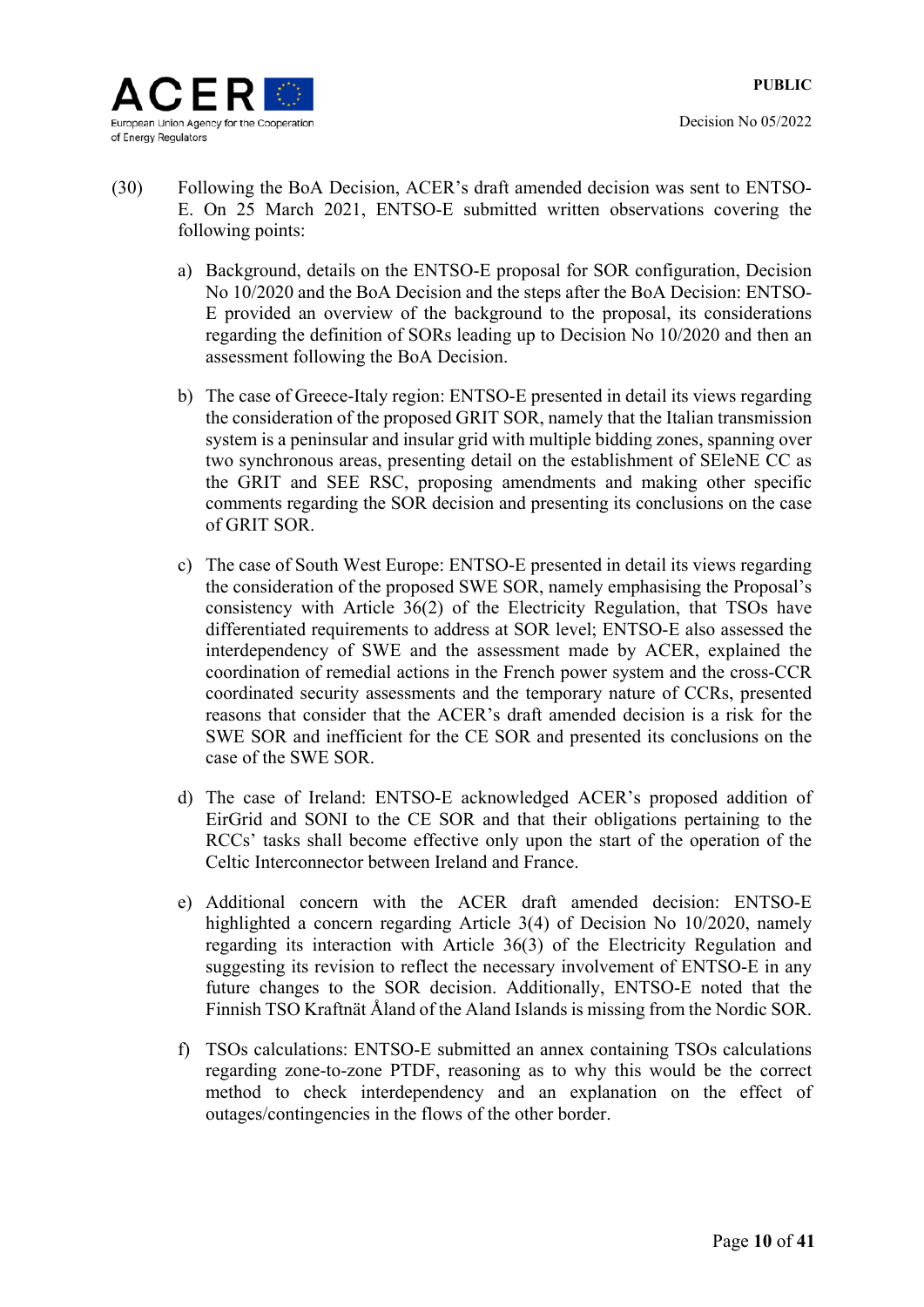(30) Following the BoA Decision, ACER's draft amended decision was sent to ENTSO-E. On 25 March 2021, ENTSO-E submitted written observations covering the following points:

a) Background, details on the ENTSO-E proposal for SOR configuration, Decision No 10/2020 and the BoA Decision and the steps after the BoA Decision: ENTSO-E provided an overview of the background to the proposal, its considerations regarding the definition of SORs leading up to Decision No 10/2020 and then an assessment following the BoA Decision.

b) The case of Greece-Italy region: ENTSO-E presented in detail its views regarding the consideration of the proposed GRIT SOR, namely that the Italian transmission system is a peninsular and insular grid with multiple bidding zones, spanning over two synchronous areas, presenting detail on the establishment of SEleNE CC as the GRIT and SEE RSC, proposing amendments and making other specific comments regarding the SOR decision and presenting its conclusions on the case of GRIT SOR.

c) The case of South West Europe: ENTSO-E presented in detail its views regarding the consideration of the proposed SWE SOR, namely emphasising the Proposal's consistency with Article 36(2) of the Electricity Regulation, that TSOs have differentiated requirements to address at SOR level; ENTSO-E also assessed the interdependency of SWE and the assessment made by ACER, explained the coordination of remedial actions in the French power system and the cross-CCR coordinated security assessments and the temporary nature of CCRs, presented reasons that consider that the ACER's draft amended decision is a risk for the SWE SOR and inefficient for the CE SOR and presented its conclusions on the case of the SWE SOR.

d) The case of Ireland: ENTSO-E acknowledged ACER's proposed addition of EirGrid and SONI to the CE SOR and that their obligations pertaining to the RCCs' tasks shall become effective only upon the start of the operation of the Celtic Interconnector between Ireland and France.

e) Additional concern with the ACER draft amended decision: ENTSO-E highlighted a concern regarding Article 3(4) of Decision No 10/2020, namely regarding its interaction with Article 36(3) of the Electricity Regulation and suggesting its revision to reflect the necessary involvement of ENTSO-E in any future changes to the SOR decision. Additionally, ENTSO-E noted that the Finnish TSO Kraftnät Åland of the Aland Islands is missing from the Nordic SOR.

f) TSOs calculations: ENTSO-E submitted an annex containing TSOs calculations regarding zone-to-zone PTDF, reasoning as to why this would be the correct method to check interdependency and an explanation on the effect of outages/contingencies in the flows of the other border.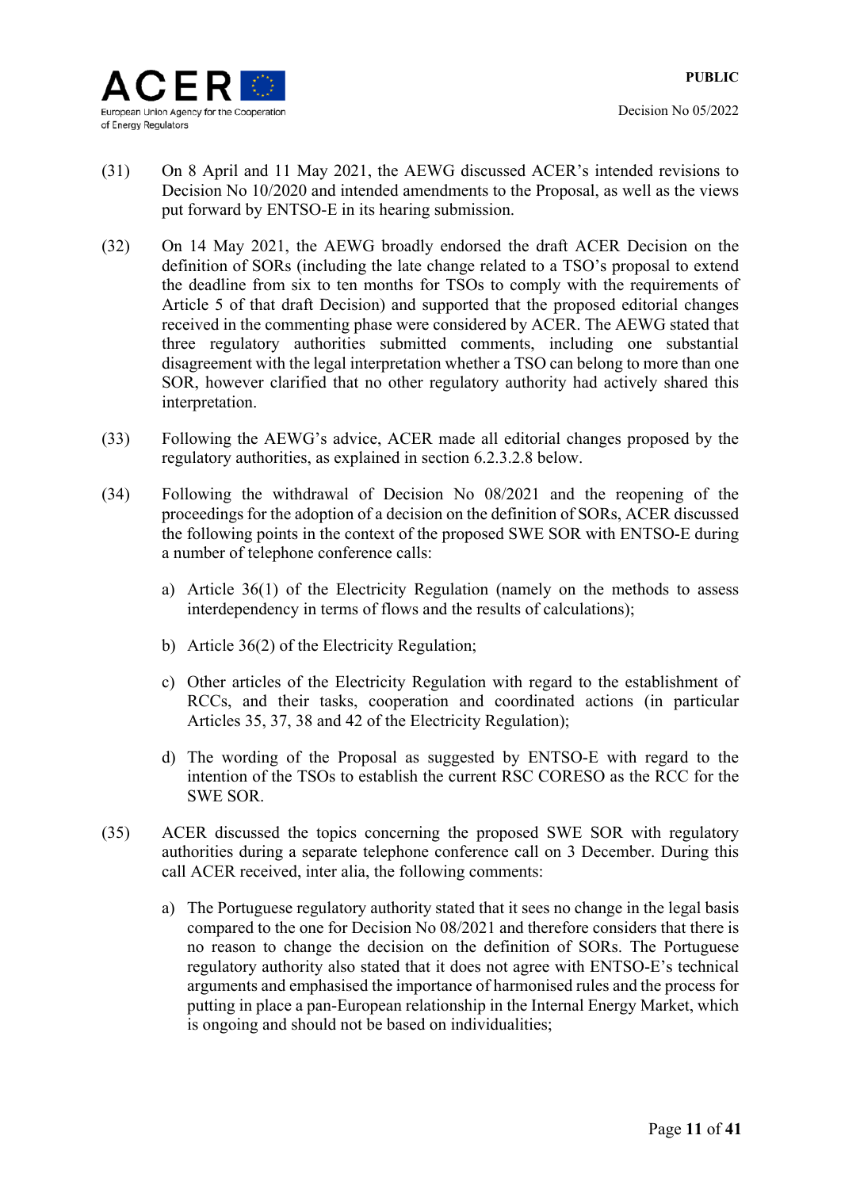(31) On 8 April and 11 May 2021, the AEWG discussed ACER's intended revisions to Decision No 10/2020 and intended amendments to the Proposal, as well as the views put forward by ENTSO-E in its hearing submission.

(32) On 14 May 2021, the AEWG broadly endorsed the draft ACER Decision on the definition of SORs (including the late change related to a TSO's proposal to extend the deadline from six to ten months for TSOs to comply with the requirements of Article 5 of that draft Decision) and supported that the proposed editorial changes received in the commenting phase were considered by ACER. The AEWG stated that three regulatory authorities submitted comments, including one substantial disagreement with the legal interpretation whether a TSO can belong to more than one SOR, however clarified that no other regulatory authority had actively shared this interpretation.

(33) Following the AEWG's advice, ACER made all editorial changes proposed by the regulatory authorities, as explained in section 6.2.3.2.8 below.

(34) Following the withdrawal of Decision No 08/2021 and the reopening of the proceedings for the adoption of a decision on the definition of SORs, ACER discussed the following points in the context of the proposed SWE SOR with ENTSO-E during a number of telephone conference calls:

   a) Article 36(1) of the Electricity Regulation (namely on the methods to assess interdependency in terms of flows and the results of calculations);

   b) Article 36(2) of the Electricity Regulation;

   c) Other articles of the Electricity Regulation with regard to the establishment of RCCs, and their tasks, cooperation and coordinated actions (in particular Articles 35, 37, 38 and 42 of the Electricity Regulation);

   d) The wording of the Proposal as suggested by ENTSO-E with regard to the intention of the TSOs to establish the current RSC CORESO as the RCC for the SWE SOR.

(35) ACER discussed the topics concerning the proposed SWE SOR with regulatory authorities during a separate telephone conference call on 3 December. During this call ACER received, inter alia, the following comments:

   a) The Portuguese regulatory authority stated that it sees no change in the legal basis compared to the one for Decision No 08/2021 and therefore considers that there is no reason to change the decision on the definition of SORs. The Portuguese regulatory authority also stated that it does not agree with ENTSO-E's technical arguments and emphasised the importance of harmonised rules and the process for putting in place a pan-European relationship in the Internal Energy Market, which is ongoing and should not be based on individualities;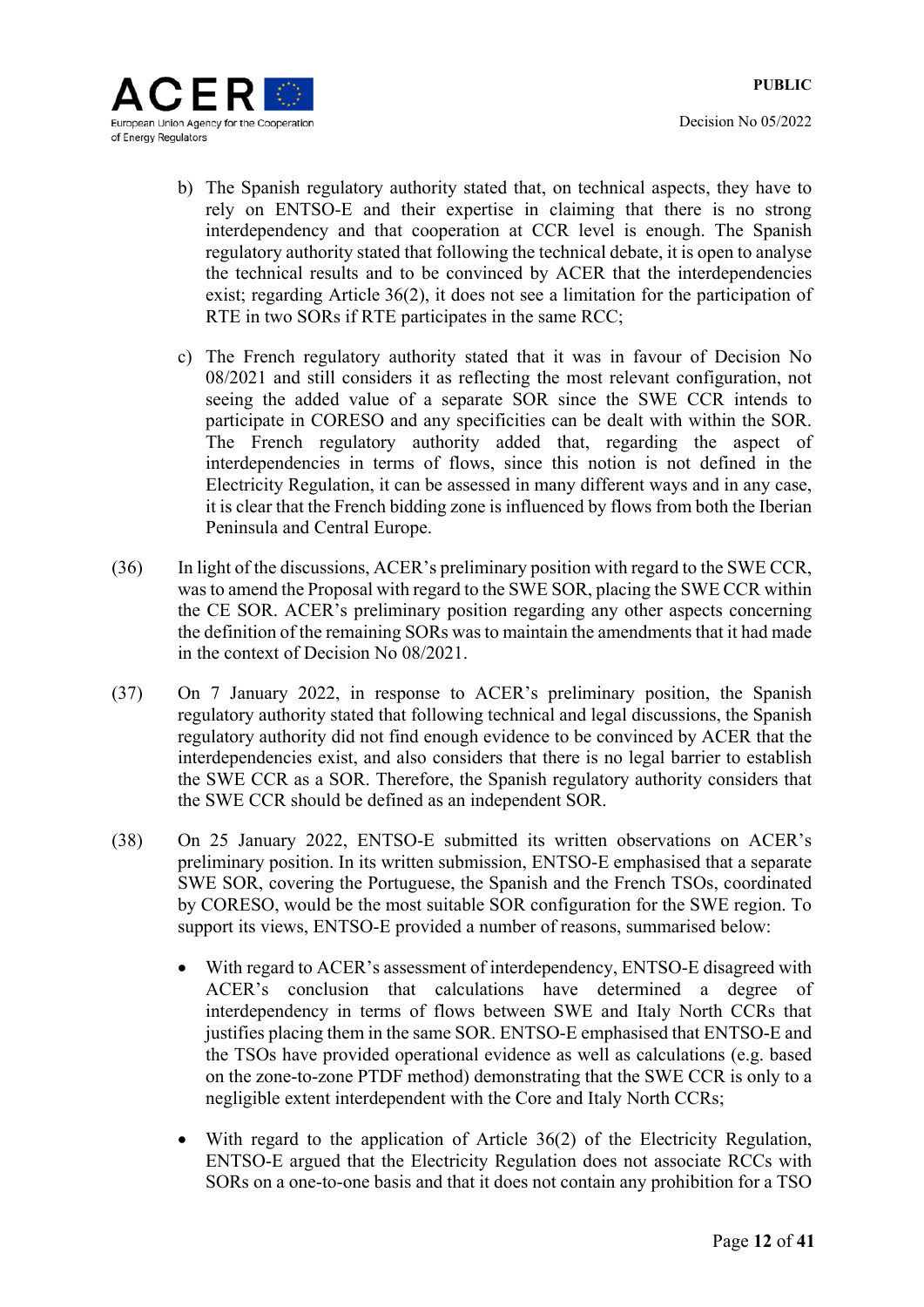b) The Spanish regulatory authority stated that, on technical aspects, they have to rely on ENTSO-E and their expertise in claiming that there is no strong interdependency and that cooperation at CCR level is enough. The Spanish regulatory authority stated that following the technical debate, it is open to analyse the technical results and to be convinced by ACER that the interdependencies exist; regarding Article 36(2), it does not see a limitation for the participation of RTE in two SORs if RTE participates in the same RCC;

c) The French regulatory authority stated that it was in favour of Decision No 08/2021 and still considers it as reflecting the most relevant configuration, not seeing the added value of a separate SOR since the SWE CCR intends to participate in CORESO and any specificities can be dealt with within the SOR. The French regulatory authority added that, regarding the aspect of interdependencies in terms of flows, since this notion is not defined in the Electricity Regulation, it can be assessed in many different ways and in any case, it is clear that the French bidding zone is influenced by flows from both the Iberian Peninsula and Central Europe.

(36) In light of the discussions, ACER's preliminary position with regard to the SWE CCR, was to amend the Proposal with regard to the SWE SOR, placing the SWE CCR within the CE SOR. ACER's preliminary position regarding any other aspects concerning the definition of the remaining SORs was to maintain the amendments that it had made in the context of Decision No 08/2021.

(37) On 7 January 2022, in response to ACER's preliminary position, the Spanish regulatory authority stated that following technical and legal discussions, the Spanish regulatory authority did not find enough evidence to be convinced by ACER that the interdependencies exist, and also considers that there is no legal barrier to establish the SWE CCR as a SOR. Therefore, the Spanish regulatory authority considers that the SWE CCR should be defined as an independent SOR.

(38) On 25 January 2022, ENTSO-E submitted its written observations on ACER's preliminary position. In its written submission, ENTSO-E emphasised that a separate SWE SOR, covering the Portuguese, the Spanish and the French TSOs, coordinated by CORESO, would be the most suitable SOR configuration for the SWE region. To support its views, ENTSO-E provided a number of reasons, summarised below:

- With regard to ACER's assessment of interdependency, ENTSO-E disagreed with ACER's conclusion that calculations have determined a degree of interdependency in terms of flows between SWE and Italy North CCRs that justifies placing them in the same SOR. ENTSO-E emphasised that ENTSO-E and the TSOs have provided operational evidence as well as calculations (e.g. based on the zone-to-zone PTDF method) demonstrating that the SWE CCR is only to a negligible extent interdependent with the Core and Italy North CCRs;

- With regard to the application of Article 36(2) of the Electricity Regulation, ENTSO-E argued that the Electricity Regulation does not associate RCCs with SORs on a one-to-one basis and that it does not contain any prohibition for a TSO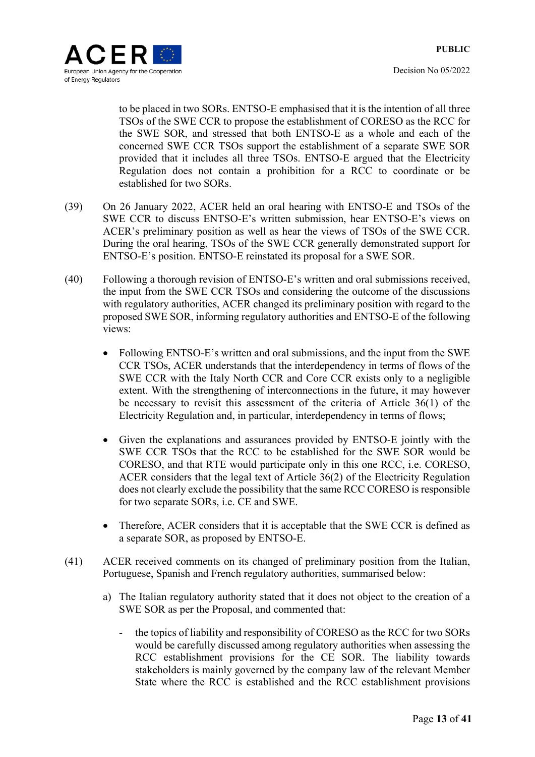to be placed in two SORs. ENTSO-E emphasised that it is the intention of all three TSOs of the SWE CCR to propose the establishment of CORESO as the RCC for the SWE SOR, and stressed that both ENTSO-E as a whole and each of the concerned SWE CCR TSOs support the establishment of a separate SWE SOR provided that it includes all three TSOs. ENTSO-E argued that the Electricity Regulation does not contain a prohibition for a RCC to coordinate or be established for two SORs.

(39) On 26 January 2022, ACER held an oral hearing with ENTSO-E and TSOs of the SWE CCR to discuss ENTSO-E's written submission, hear ENTSO-E's views on ACER's preliminary position as well as hear the views of TSOs of the SWE CCR. During the oral hearing, TSOs of the SWE CCR generally demonstrated support for ENTSO-E's position. ENTSO-E reinstated its proposal for a SWE SOR.

(40) Following a thorough revision of ENTSO-E's written and oral submissions received, the input from the SWE CCR TSOs and considering the outcome of the discussions with regulatory authorities, ACER changed its preliminary position with regard to the proposed SWE SOR, informing regulatory authorities and ENTSO-E of the following views:

- Following ENTSO-E's written and oral submissions, and the input from the SWE CCR TSOs, ACER understands that the interdependency in terms of flows of the SWE CCR with the Italy North CCR and Core CCR exists only to a negligible extent. With the strengthening of interconnections in the future, it may however be necessary to revisit this assessment of the criteria of Article 36(1) of the Electricity Regulation and, in particular, interdependency in terms of flows;

- Given the explanations and assurances provided by ENTSO-E jointly with the SWE CCR TSOs that the RCC to be established for the SWE SOR would be CORESO, and that RTE would participate only in this one RCC, i.e. CORESO, ACER considers that the legal text of Article 36(2) of the Electricity Regulation does not clearly exclude the possibility that the same RCC CORESO is responsible for two separate SORs, i.e. CE and SWE.

- Therefore, ACER considers that it is acceptable that the SWE CCR is defined as a separate SOR, as proposed by ENTSO-E.

(41) ACER received comments on its changed of preliminary position from the Italian, Portuguese, Spanish and French regulatory authorities, summarised below:

a) The Italian regulatory authority stated that it does not object to the creation of a SWE SOR as per the Proposal, and commented that:

   - the topics of liability and responsibility of CORESO as the RCC for two SORs would be carefully discussed among regulatory authorities when assessing the RCC establishment provisions for the CE SOR. The liability towards stakeholders is mainly governed by the company law of the relevant Member State where the RCC is established and the RCC establishment provisions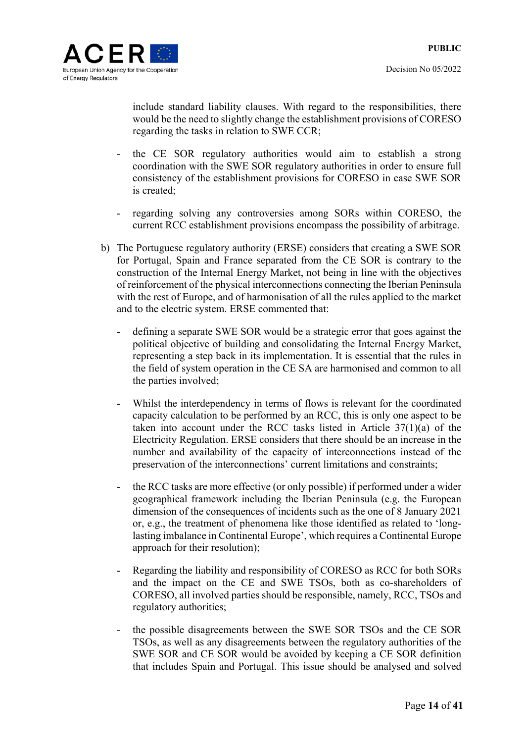include standard liability clauses. With regard to the responsibilities, there would be the need to slightly change the establishment provisions of CORESO regarding the tasks in relation to SWE CCR;

- the CE SOR regulatory authorities would aim to establish a strong coordination with the SWE SOR regulatory authorities in order to ensure full consistency of the establishment provisions for CORESO in case SWE SOR is created;

- regarding solving any controversies among SORs within CORESO, the current RCC establishment provisions encompass the possibility of arbitrage.

b) The Portuguese regulatory authority (ERSE) considers that creating a SWE SOR for Portugal, Spain and France separated from the CE SOR is contrary to the construction of the Internal Energy Market, not being in line with the objectives of reinforcement of the physical interconnections connecting the Iberian Peninsula with the rest of Europe, and of harmonisation of all the rules applied to the market and to the electric system. ERSE commented that:

   - defining a separate SWE SOR would be a strategic error that goes against the political objective of building and consolidating the Internal Energy Market, representing a step back in its implementation. It is essential that the rules in the field of system operation in the CE SA are harmonised and common to all the parties involved;

   - Whilst the interdependency in terms of flows is relevant for the coordinated capacity calculation to be performed by an RCC, this is only one aspect to be taken into account under the RCC tasks listed in Article 37(1)(a) of the Electricity Regulation. ERSE considers that there should be an increase in the number and availability of the capacity of interconnections instead of the preservation of the interconnections' current limitations and constraints;

   - the RCC tasks are more effective (or only possible) if performed under a wider geographical framework including the Iberian Peninsula (e.g. the European dimension of the consequences of incidents such as the one of 8 January 2021 or, e.g., the treatment of phenomena like those identified as related to 'long-lasting imbalance in Continental Europe', which requires a Continental Europe approach for their resolution);

   - Regarding the liability and responsibility of CORESO as RCC for both SORs and the impact on the CE and SWE TSOs, both as co-shareholders of CORESO, all involved parties should be responsible, namely, RCC, TSOs and regulatory authorities;

   - the possible disagreements between the SWE SOR TSOs and the CE SOR TSOs, as well as any disagreements between the regulatory authorities of the SWE SOR and CE SOR would be avoided by keeping a CE SOR definition that includes Spain and Portugal. This issue should be analysed and solved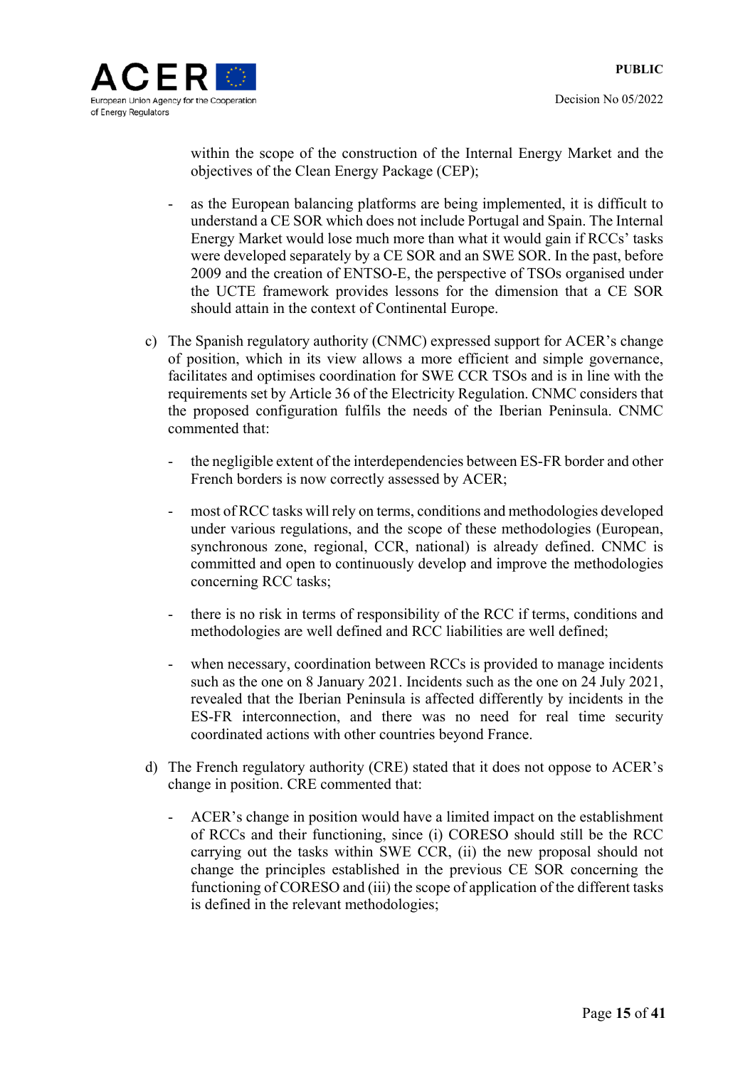within the scope of the construction of the Internal Energy Market and the objectives of the Clean Energy Package (CEP);

- as the European balancing platforms are being implemented, it is difficult to understand a CE SOR which does not include Portugal and Spain. The Internal Energy Market would lose much more than what it would gain if RCCs' tasks were developed separately by a CE SOR and an SWE SOR. In the past, before 2009 and the creation of ENTSO-E, the perspective of TSOs organised under the UCTE framework provides lessons for the dimension that a CE SOR should attain in the context of Continental Europe.

c) The Spanish regulatory authority (CNMC) expressed support for ACER's change of position, which in its view allows a more efficient and simple governance, facilitates and optimises coordination for SWE CCR TSOs and is in line with the requirements set by Article 36 of the Electricity Regulation. CNMC considers that the proposed configuration fulfils the needs of the Iberian Peninsula. CNMC commented that:

   - the negligible extent of the interdependencies between ES-FR border and other French borders is now correctly assessed by ACER;

   - most of RCC tasks will rely on terms, conditions and methodologies developed under various regulations, and the scope of these methodologies (European, synchronous zone, regional, CCR, national) is already defined. CNMC is committed and open to continuously develop and improve the methodologies concerning RCC tasks;

   - there is no risk in terms of responsibility of the RCC if terms, conditions and methodologies are well defined and RCC liabilities are well defined;

   - when necessary, coordination between RCCs is provided to manage incidents such as the one on 8 January 2021. Incidents such as the one on 24 July 2021, revealed that the Iberian Peninsula is affected differently by incidents in the ES-FR interconnection, and there was no need for real time security coordinated actions with other countries beyond France.

d) The French regulatory authority (CRE) stated that it does not oppose to ACER's change in position. CRE commented that:

   - ACER's change in position would have a limited impact on the establishment of RCCs and their functioning, since (i) CORESO should still be the RCC carrying out the tasks within SWE CCR, (ii) the new proposal should not change the principles established in the previous CE SOR concerning the functioning of CORESO and (iii) the scope of application of the different tasks is defined in the relevant methodologies;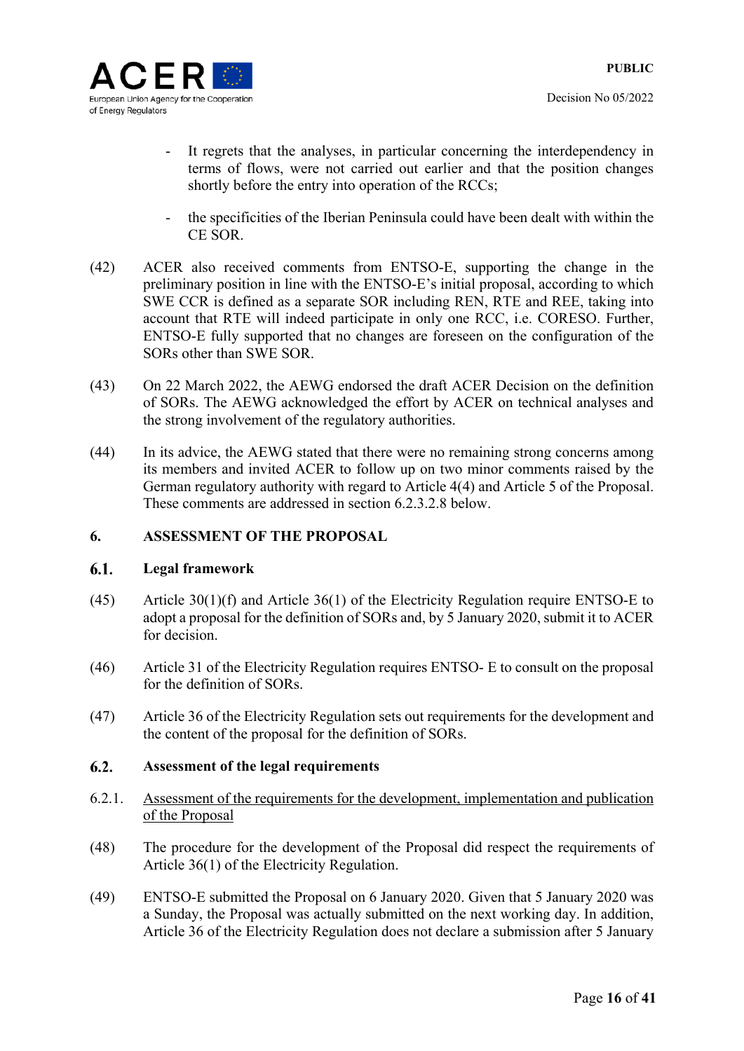- It regrets that the analyses, in particular concerning the interdependency in terms of flows, were not carried out earlier and that the position changes shortly before the entry into operation of the RCCs;

- the specificities of the Iberian Peninsula could have been dealt with within the CE SOR.

(42) ACER also received comments from ENTSO-E, supporting the change in the preliminary position in line with the ENTSO-E's initial proposal, according to which SWE CCR is defined as a separate SOR including REN, RTE and REE, taking into account that RTE will indeed participate in only one RCC, i.e. CORESO. Further, ENTSO-E fully supported that no changes are foreseen on the configuration of the SORs other than SWE SOR.

(43) On 22 March 2022, the AEWG endorsed the draft ACER Decision on the definition of SORs. The AEWG acknowledged the effort by ACER on technical analyses and the strong involvement of the regulatory authorities.

(44) In its advice, the AEWG stated that there were no remaining strong concerns among its members and invited ACER to follow up on two minor comments raised by the German regulatory authority with regard to Article 4(4) and Article 5 of the Proposal. These comments are addressed in section 6.2.3.2.8 below.

## 6. ASSESSMENT OF THE PROPOSAL

### 6.1. Legal framework

(45) Article 30(1)(f) and Article 36(1) of the Electricity Regulation require ENTSO-E to adopt a proposal for the definition of SORs and, by 5 January 2020, submit it to ACER for decision.

(46) Article 31 of the Electricity Regulation requires ENTSO- E to consult on the proposal for the definition of SORs.

(47) Article 36 of the Electricity Regulation sets out requirements for the development and the content of the proposal for the definition of SORs.

### 6.2. Assessment of the legal requirements

6.2.1. <u>Assessment of the requirements for the development, implementation and publication of the Proposal</u>

(48) The procedure for the development of the Proposal did respect the requirements of Article 36(1) of the Electricity Regulation.

(49) ENTSO-E submitted the Proposal on 6 January 2020. Given that 5 January 2020 was a Sunday, the Proposal was actually submitted on the next working day. In addition, Article 36 of the Electricity Regulation does not declare a submission after 5 January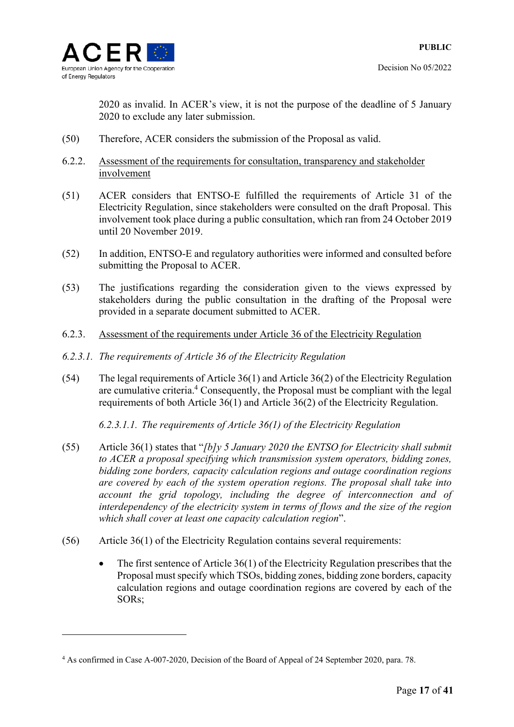2020 as invalid. In ACER's view, it is not the purpose of the deadline of 5 January 2020 to exclude any later submission.

(50) Therefore, ACER considers the submission of the Proposal as valid.

### 6.2.2. Assessment of the requirements for consultation, transparency and stakeholder involvement

(51) ACER considers that ENTSO-E fulfilled the requirements of Article 31 of the Electricity Regulation, since stakeholders were consulted on the draft Proposal. This involvement took place during a public consultation, which ran from 24 October 2019 until 20 November 2019.

(52) In addition, ENTSO-E and regulatory authorities were informed and consulted before submitting the Proposal to ACER.

(53) The justifications regarding the consideration given to the views expressed by stakeholders during the public consultation in the drafting of the Proposal were provided in a separate document submitted to ACER.

### 6.2.3. Assessment of the requirements under Article 36 of the Electricity Regulation

#### *6.2.3.1. The requirements of Article 36 of the Electricity Regulation*

(54) The legal requirements of Article 36(1) and Article 36(2) of the Electricity Regulation are cumulative criteria.[4] Consequently, the Proposal must be compliant with the legal requirements of both Article 36(1) and Article 36(2) of the Electricity Regulation.

##### *6.2.3.1.1. The requirements of Article 36(1) of the Electricity Regulation*

(55) Article 36(1) states that "*[b]y 5 January 2020 the ENTSO for Electricity shall submit to ACER a proposal specifying which transmission system operators, bidding zones, bidding zone borders, capacity calculation regions and outage coordination regions are covered by each of the system operation regions. The proposal shall take into account the grid topology, including the degree of interconnection and of interdependency of the electricity system in terms of flows and the size of the region which shall cover at least one capacity calculation region*".

(56) Article 36(1) of the Electricity Regulation contains several requirements:

- The first sentence of Article 36(1) of the Electricity Regulation prescribes that the Proposal must specify which TSOs, bidding zones, bidding zone borders, capacity calculation regions and outage coordination regions are covered by each of the SORs;

---

[4] As confirmed in Case A-007-2020, Decision of the Board of Appeal of 24 September 2020, para. 78.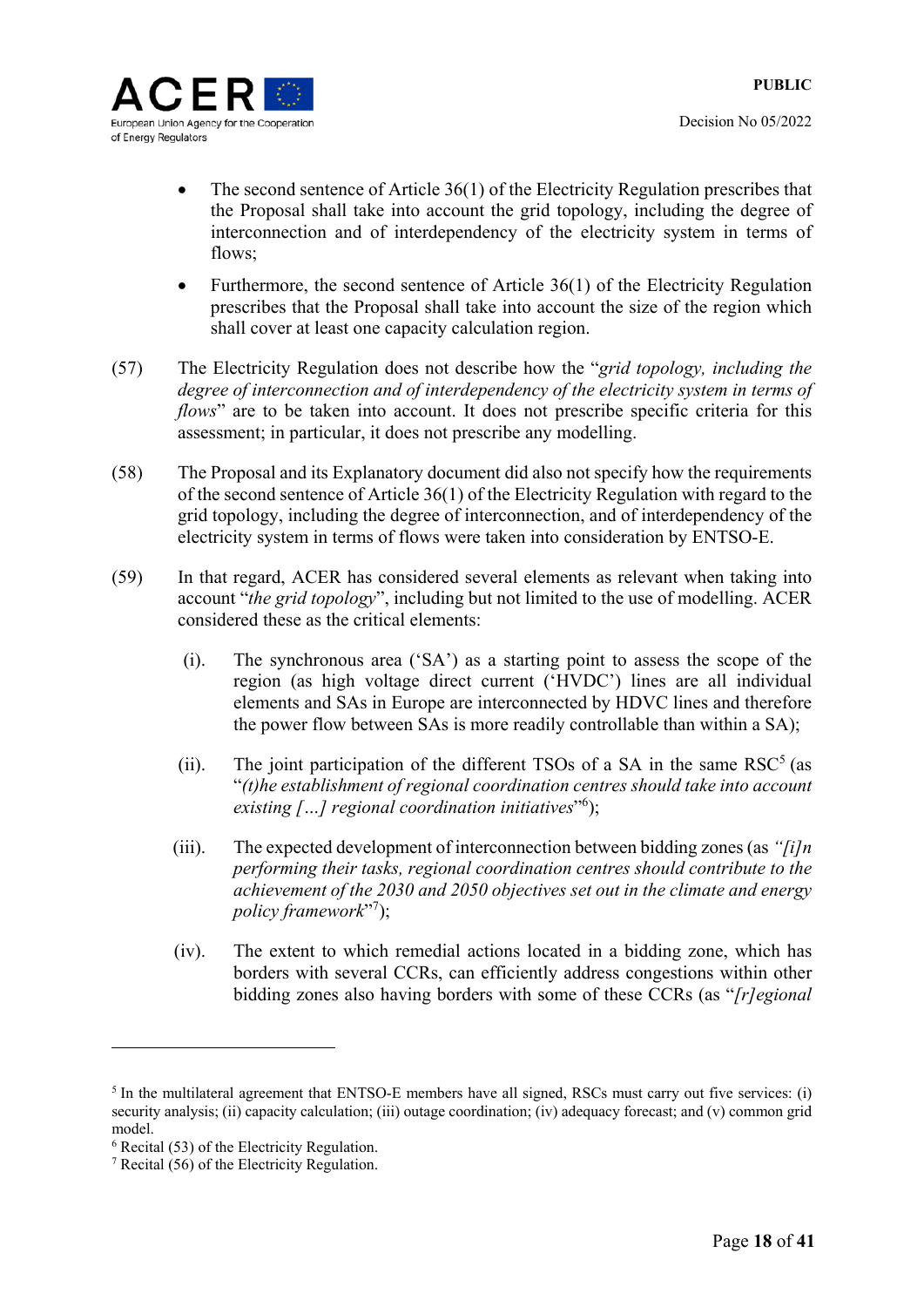- The second sentence of Article 36(1) of the Electricity Regulation prescribes that the Proposal shall take into account the grid topology, including the degree of interconnection and of interdependency of the electricity system in terms of flows;
- Furthermore, the second sentence of Article 36(1) of the Electricity Regulation prescribes that the Proposal shall take into account the size of the region which shall cover at least one capacity calculation region.

(57) The Electricity Regulation does not describe how the "*grid topology, including the degree of interconnection and of interdependency of the electricity system in terms of flows*" are to be taken into account. It does not prescribe specific criteria for this assessment; in particular, it does not prescribe any modelling.

(58) The Proposal and its Explanatory document did also not specify how the requirements of the second sentence of Article 36(1) of the Electricity Regulation with regard to the grid topology, including the degree of interconnection, and of interdependency of the electricity system in terms of flows were taken into consideration by ENTSO-E.

(59) In that regard, ACER has considered several elements as relevant when taking into account "*the grid topology*", including but not limited to the use of modelling. ACER considered these as the critical elements:

(i). The synchronous area ('SA') as a starting point to assess the scope of the region (as high voltage direct current ('HVDC') lines are all individual elements and SAs in Europe are interconnected by HDVC lines and therefore the power flow between SAs is more readily controllable than within a SA);

(ii). The joint participation of the different TSOs of a SA in the same RSC[5] (as "*(t)he establishment of regional coordination centres should take into account existing […] regional coordination initiatives*"[6]);

(iii). The expected development of interconnection between bidding zones (as *"[i]n performing their tasks, regional coordination centres should contribute to the achievement of the 2030 and 2050 objectives set out in the climate and energy policy framework*"[7]);

(iv). The extent to which remedial actions located in a bidding zone, which has borders with several CCRs, can efficiently address congestions within other bidding zones also having borders with some of these CCRs (as "*[r]egional*

[5] In the multilateral agreement that ENTSO-E members have all signed, RSCs must carry out five services: (i) security analysis; (ii) capacity calculation; (iii) outage coordination; (iv) adequacy forecast; and (v) common grid model.

[6] Recital (53) of the Electricity Regulation.

[7] Recital (56) of the Electricity Regulation.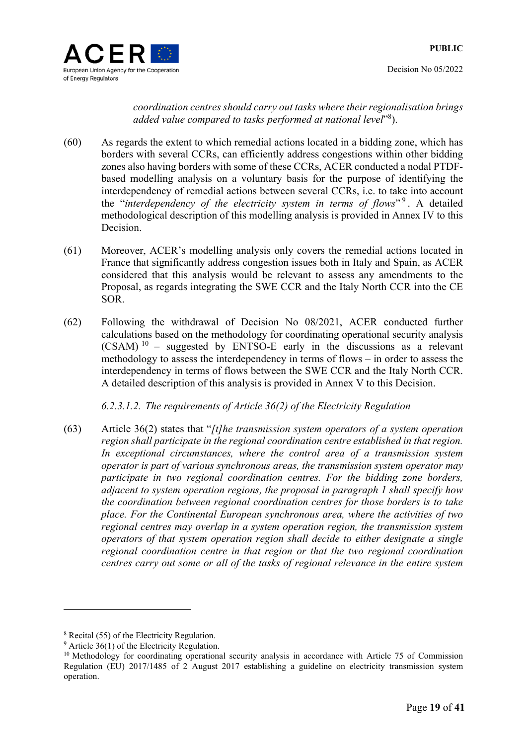*coordination centres should carry out tasks where their regionalisation brings added value compared to tasks performed at national level*"[8]).

(60) As regards the extent to which remedial actions located in a bidding zone, which has borders with several CCRs, can efficiently address congestions within other bidding zones also having borders with some of these CCRs, ACER conducted a nodal PTDF-based modelling analysis on a voluntary basis for the purpose of identifying the interdependency of remedial actions between several CCRs, i.e. to take into account the "*interdependency of the electricity system in terms of flows*"[9]. A detailed methodological description of this modelling analysis is provided in Annex IV to this Decision.

(61) Moreover, ACER's modelling analysis only covers the remedial actions located in France that significantly address congestion issues both in Italy and Spain, as ACER considered that this analysis would be relevant to assess any amendments to the Proposal, as regards integrating the SWE CCR and the Italy North CCR into the CE SOR.

(62) Following the withdrawal of Decision No 08/2021, ACER conducted further calculations based on the methodology for coordinating operational security analysis (CSAM)[10] – suggested by ENTSO-E early in the discussions as a relevant methodology to assess the interdependency in terms of flows – in order to assess the interdependency in terms of flows between the SWE CCR and the Italy North CCR. A detailed description of this analysis is provided in Annex V to this Decision.

*6.2.3.1.2. The requirements of Article 36(2) of the Electricity Regulation*

(63) Article 36(2) states that "*[t]he transmission system operators of a system operation region shall participate in the regional coordination centre established in that region. In exceptional circumstances, where the control area of a transmission system operator is part of various synchronous areas, the transmission system operator may participate in two regional coordination centres. For the bidding zone borders, adjacent to system operation regions, the proposal in paragraph 1 shall specify how the coordination between regional coordination centres for those borders is to take place. For the Continental European synchronous area, where the activities of two regional centres may overlap in a system operation region, the transmission system operators of that system operation region shall decide to either designate a single regional coordination centre in that region or that the two regional coordination centres carry out some or all of the tasks of regional relevance in the entire system*

---

[8] Recital (55) of the Electricity Regulation.

[9] Article 36(1) of the Electricity Regulation.

[10] Methodology for coordinating operational security analysis in accordance with Article 75 of Commission Regulation (EU) 2017/1485 of 2 August 2017 establishing a guideline on electricity transmission system operation.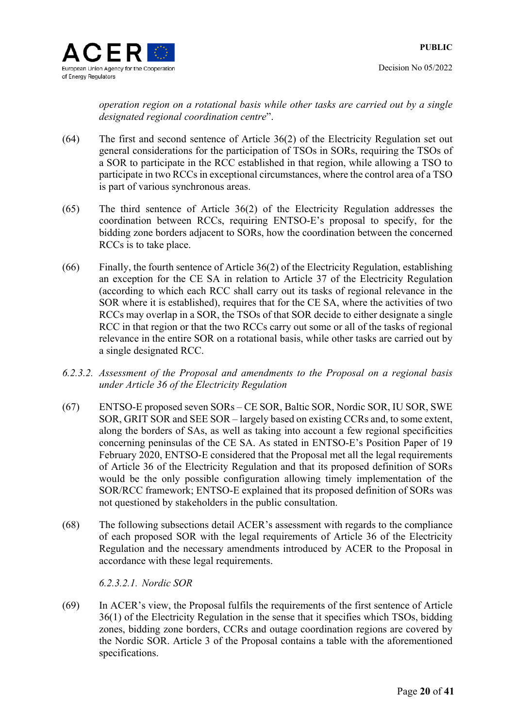*operation region on a rotational basis while other tasks are carried out by a single designated regional coordination centre*".

(64) The first and second sentence of Article 36(2) of the Electricity Regulation set out general considerations for the participation of TSOs in SORs, requiring the TSOs of a SOR to participate in the RCC established in that region, while allowing a TSO to participate in two RCCs in exceptional circumstances, where the control area of a TSO is part of various synchronous areas.

(65) The third sentence of Article 36(2) of the Electricity Regulation addresses the coordination between RCCs, requiring ENTSO-E's proposal to specify, for the bidding zone borders adjacent to SORs, how the coordination between the concerned RCCs is to take place.

(66) Finally, the fourth sentence of Article 36(2) of the Electricity Regulation, establishing an exception for the CE SA in relation to Article 37 of the Electricity Regulation (according to which each RCC shall carry out its tasks of regional relevance in the SOR where it is established), requires that for the CE SA, where the activities of two RCCs may overlap in a SOR, the TSOs of that SOR decide to either designate a single RCC in that region or that the two RCCs carry out some or all of the tasks of regional relevance in the entire SOR on a rotational basis, while other tasks are carried out by a single designated RCC.

#### *6.2.3.2. Assessment of the Proposal and amendments to the Proposal on a regional basis under Article 36 of the Electricity Regulation*

(67) ENTSO-E proposed seven SORs – CE SOR, Baltic SOR, Nordic SOR, IU SOR, SWE SOR, GRIT SOR and SEE SOR – largely based on existing CCRs and, to some extent, along the borders of SAs, as well as taking into account a few regional specificities concerning peninsulas of the CE SA. As stated in ENTSO-E's Position Paper of 19 February 2020, ENTSO-E considered that the Proposal met all the legal requirements of Article 36 of the Electricity Regulation and that its proposed definition of SORs would be the only possible configuration allowing timely implementation of the SOR/RCC framework; ENTSO-E explained that its proposed definition of SORs was not questioned by stakeholders in the public consultation.

(68) The following subsections detail ACER's assessment with regards to the compliance of each proposed SOR with the legal requirements of Article 36 of the Electricity Regulation and the necessary amendments introduced by ACER to the Proposal in accordance with these legal requirements.

##### *6.2.3.2.1. Nordic SOR*

(69) In ACER's view, the Proposal fulfils the requirements of the first sentence of Article 36(1) of the Electricity Regulation in the sense that it specifies which TSOs, bidding zones, bidding zone borders, CCRs and outage coordination regions are covered by the Nordic SOR. Article 3 of the Proposal contains a table with the aforementioned specifications.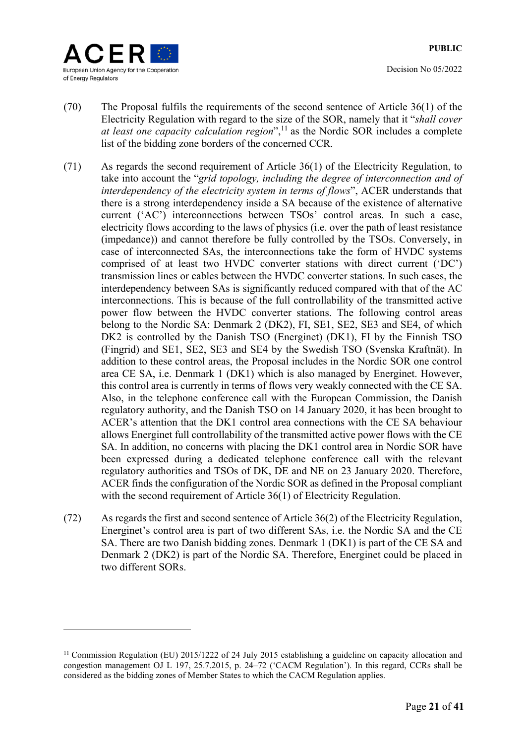(70) The Proposal fulfils the requirements of the second sentence of Article 36(1) of the Electricity Regulation with regard to the size of the SOR, namely that it "*shall cover at least one capacity calculation region*",[11] as the Nordic SOR includes a complete list of the bidding zone borders of the concerned CCR.

(71) As regards the second requirement of Article 36(1) of the Electricity Regulation, to take into account the "*grid topology, including the degree of interconnection and of interdependency of the electricity system in terms of flows*", ACER understands that there is a strong interdependency inside a SA because of the existence of alternative current ('AC') interconnections between TSOs' control areas. In such a case, electricity flows according to the laws of physics (i.e. over the path of least resistance (impedance)) and cannot therefore be fully controlled by the TSOs. Conversely, in case of interconnected SAs, the interconnections take the form of HVDC systems comprised of at least two HVDC converter stations with direct current ('DC') transmission lines or cables between the HVDC converter stations. In such cases, the interdependency between SAs is significantly reduced compared with that of the AC interconnections. This is because of the full controllability of the transmitted active power flow between the HVDC converter stations. The following control areas belong to the Nordic SA: Denmark 2 (DK2), FI, SE1, SE2, SE3 and SE4, of which DK2 is controlled by the Danish TSO (Energinet) (DK1), FI by the Finnish TSO (Fingrid) and SE1, SE2, SE3 and SE4 by the Swedish TSO (Svenska Kraftnät). In addition to these control areas, the Proposal includes in the Nordic SOR one control area CE SA, i.e. Denmark 1 (DK1) which is also managed by Energinet. However, this control area is currently in terms of flows very weakly connected with the CE SA. Also, in the telephone conference call with the European Commission, the Danish regulatory authority, and the Danish TSO on 14 January 2020, it has been brought to ACER's attention that the DK1 control area connections with the CE SA behaviour allows Energinet full controllability of the transmitted active power flows with the CE SA. In addition, no concerns with placing the DK1 control area in Nordic SOR have been expressed during a dedicated telephone conference call with the relevant regulatory authorities and TSOs of DK, DE and NE on 23 January 2020. Therefore, ACER finds the configuration of the Nordic SOR as defined in the Proposal compliant with the second requirement of Article 36(1) of Electricity Regulation.

(72) As regards the first and second sentence of Article 36(2) of the Electricity Regulation, Energinet's control area is part of two different SAs, i.e. the Nordic SA and the CE SA. There are two Danish bidding zones. Denmark 1 (DK1) is part of the CE SA and Denmark 2 (DK2) is part of the Nordic SA. Therefore, Energinet could be placed in two different SORs.

---

[11] Commission Regulation (EU) 2015/1222 of 24 July 2015 establishing a guideline on capacity allocation and congestion management OJ L 197, 25.7.2015, p. 24–72 ('CACM Regulation'). In this regard, CCRs shall be considered as the bidding zones of Member States to which the CACM Regulation applies.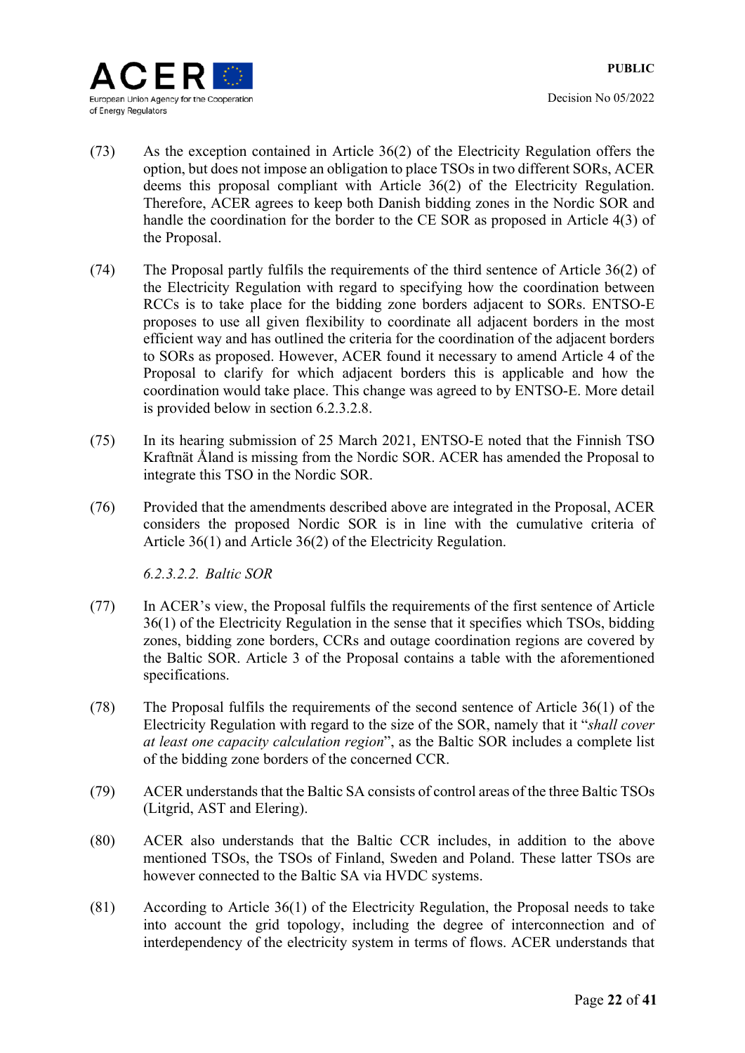(73) As the exception contained in Article 36(2) of the Electricity Regulation offers the option, but does not impose an obligation to place TSOs in two different SORs, ACER deems this proposal compliant with Article 36(2) of the Electricity Regulation. Therefore, ACER agrees to keep both Danish bidding zones in the Nordic SOR and handle the coordination for the border to the CE SOR as proposed in Article 4(3) of the Proposal.

(74) The Proposal partly fulfils the requirements of the third sentence of Article 36(2) of the Electricity Regulation with regard to specifying how the coordination between RCCs is to take place for the bidding zone borders adjacent to SORs. ENTSO-E proposes to use all given flexibility to coordinate all adjacent borders in the most efficient way and has outlined the criteria for the coordination of the adjacent borders to SORs as proposed. However, ACER found it necessary to amend Article 4 of the Proposal to clarify for which adjacent borders this is applicable and how the coordination would take place. This change was agreed to by ENTSO-E. More detail is provided below in section 6.2.3.2.8.

(75) In its hearing submission of 25 March 2021, ENTSO-E noted that the Finnish TSO Kraftnät Åland is missing from the Nordic SOR. ACER has amended the Proposal to integrate this TSO in the Nordic SOR.

(76) Provided that the amendments described above are integrated in the Proposal, ACER considers the proposed Nordic SOR is in line with the cumulative criteria of Article 36(1) and Article 36(2) of the Electricity Regulation.

*6.2.3.2.2. Baltic SOR*

(77) In ACER's view, the Proposal fulfils the requirements of the first sentence of Article 36(1) of the Electricity Regulation in the sense that it specifies which TSOs, bidding zones, bidding zone borders, CCRs and outage coordination regions are covered by the Baltic SOR. Article 3 of the Proposal contains a table with the aforementioned specifications.

(78) The Proposal fulfils the requirements of the second sentence of Article 36(1) of the Electricity Regulation with regard to the size of the SOR, namely that it "*shall cover at least one capacity calculation region*", as the Baltic SOR includes a complete list of the bidding zone borders of the concerned CCR.

(79) ACER understands that the Baltic SA consists of control areas of the three Baltic TSOs (Litgrid, AST and Elering).

(80) ACER also understands that the Baltic CCR includes, in addition to the above mentioned TSOs, the TSOs of Finland, Sweden and Poland. These latter TSOs are however connected to the Baltic SA via HVDC systems.

(81) According to Article 36(1) of the Electricity Regulation, the Proposal needs to take into account the grid topology, including the degree of interconnection and of interdependency of the electricity system in terms of flows. ACER understands that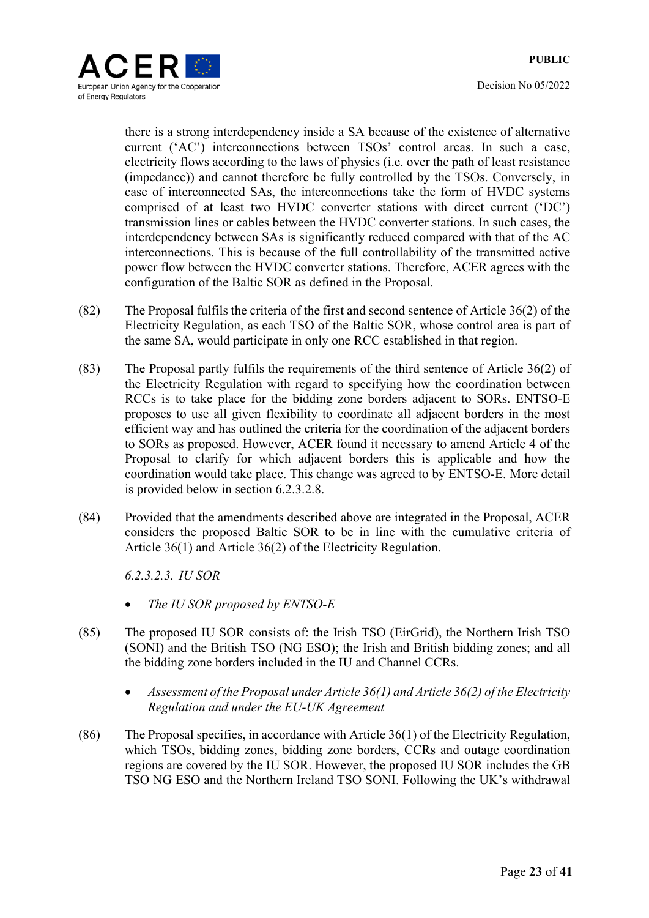there is a strong interdependency inside a SA because of the existence of alternative current ('AC') interconnections between TSOs' control areas. In such a case, electricity flows according to the laws of physics (i.e. over the path of least resistance (impedance)) and cannot therefore be fully controlled by the TSOs. Conversely, in case of interconnected SAs, the interconnections take the form of HVDC systems comprised of at least two HVDC converter stations with direct current ('DC') transmission lines or cables between the HVDC converter stations. In such cases, the interdependency between SAs is significantly reduced compared with that of the AC interconnections. This is because of the full controllability of the transmitted active power flow between the HVDC converter stations. Therefore, ACER agrees with the configuration of the Baltic SOR as defined in the Proposal.

(82) The Proposal fulfils the criteria of the first and second sentence of Article 36(2) of the Electricity Regulation, as each TSO of the Baltic SOR, whose control area is part of the same SA, would participate in only one RCC established in that region.

(83) The Proposal partly fulfils the requirements of the third sentence of Article 36(2) of the Electricity Regulation with regard to specifying how the coordination between RCCs is to take place for the bidding zone borders adjacent to SORs. ENTSO-E proposes to use all given flexibility to coordinate all adjacent borders in the most efficient way and has outlined the criteria for the coordination of the adjacent borders to SORs as proposed. However, ACER found it necessary to amend Article 4 of the Proposal to clarify for which adjacent borders this is applicable and how the coordination would take place. This change was agreed to by ENTSO-E. More detail is provided below in section 6.2.3.2.8.

(84) Provided that the amendments described above are integrated in the Proposal, ACER considers the proposed Baltic SOR to be in line with the cumulative criteria of Article 36(1) and Article 36(2) of the Electricity Regulation.

*6.2.3.2.3. IU SOR*

- *The IU SOR proposed by ENTSO-E*

(85) The proposed IU SOR consists of: the Irish TSO (EirGrid), the Northern Irish TSO (SONI) and the British TSO (NG ESO); the Irish and British bidding zones; and all the bidding zone borders included in the IU and Channel CCRs.

- *Assessment of the Proposal under Article 36(1) and Article 36(2) of the Electricity Regulation and under the EU-UK Agreement*

(86) The Proposal specifies, in accordance with Article 36(1) of the Electricity Regulation, which TSOs, bidding zones, bidding zone borders, CCRs and outage coordination regions are covered by the IU SOR. However, the proposed IU SOR includes the GB TSO NG ESO and the Northern Ireland TSO SONI. Following the UK's withdrawal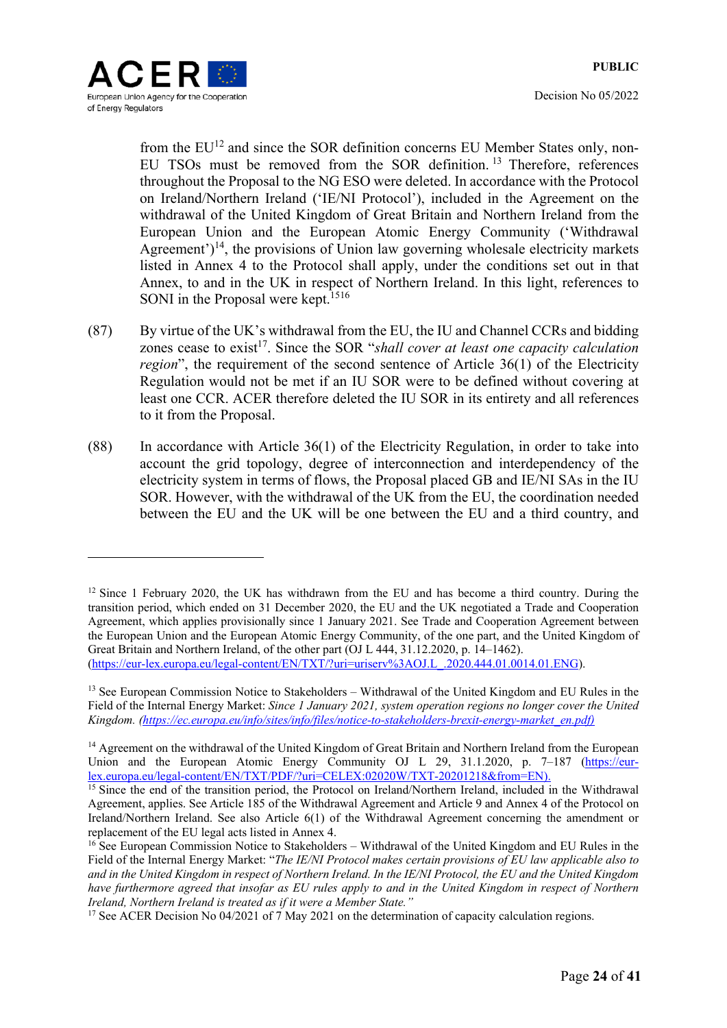from the EU[12] and since the SOR definition concerns EU Member States only, non-EU TSOs must be removed from the SOR definition.[13] Therefore, references throughout the Proposal to the NG ESO were deleted. In accordance with the Protocol on Ireland/Northern Ireland ('IE/NI Protocol'), included in the Agreement on the withdrawal of the United Kingdom of Great Britain and Northern Ireland from the European Union and the European Atomic Energy Community ('Withdrawal Agreement')[14], the provisions of Union law governing wholesale electricity markets listed in Annex 4 to the Protocol shall apply, under the conditions set out in that Annex, to and in the UK in respect of Northern Ireland. In this light, references to SONI in the Proposal were kept.[15][16]

(87) By virtue of the UK's withdrawal from the EU, the IU and Channel CCRs and bidding zones cease to exist[17]. Since the SOR "*shall cover at least one capacity calculation region*", the requirement of the second sentence of Article 36(1) of the Electricity Regulation would not be met if an IU SOR were to be defined without covering at least one CCR. ACER therefore deleted the IU SOR in its entirety and all references to it from the Proposal.

(88) In accordance with Article 36(1) of the Electricity Regulation, in order to take into account the grid topology, degree of interconnection and interdependency of the electricity system in terms of flows, the Proposal placed GB and IE/NI SAs in the IU SOR. However, with the withdrawal of the UK from the EU, the coordination needed between the EU and the UK will be one between the EU and a third country, and

---

[12] Since 1 February 2020, the UK has withdrawn from the EU and has become a third country. During the transition period, which ended on 31 December 2020, the EU and the UK negotiated a Trade and Cooperation Agreement, which applies provisionally since 1 January 2021. See Trade and Cooperation Agreement between the European Union and the European Atomic Energy Community, of the one part, and the United Kingdom of Great Britain and Northern Ireland, of the other part (OJ L 444, 31.12.2020, p. 14–1462). (https://eur-lex.europa.eu/legal-content/EN/TXT/?uri=uriserv%3AOJ.L_.2020.444.01.0014.01.ENG).

[13] See European Commission Notice to Stakeholders – Withdrawal of the United Kingdom and EU Rules in the Field of the Internal Energy Market: *Since 1 January 2021, system operation regions no longer cover the United Kingdom. (https://ec.europa.eu/info/sites/info/files/notice-to-stakeholders-brexit-energy-market_en.pdf)*

[14] Agreement on the withdrawal of the United Kingdom of Great Britain and Northern Ireland from the European Union and the European Atomic Energy Community OJ L 29, 31.1.2020, p. 7–187 (https://eur-lex.europa.eu/legal-content/EN/TXT/PDF/?uri=CELEX:02020W/TXT-20201218&from=EN).

[15] Since the end of the transition period, the Protocol on Ireland/Northern Ireland, included in the Withdrawal Agreement, applies. See Article 185 of the Withdrawal Agreement and Article 9 and Annex 4 of the Protocol on Ireland/Northern Ireland. See also Article 6(1) of the Withdrawal Agreement concerning the amendment or replacement of the EU legal acts listed in Annex 4.

[16] See European Commission Notice to Stakeholders – Withdrawal of the United Kingdom and EU Rules in the Field of the Internal Energy Market: "*The IE/NI Protocol makes certain provisions of EU law applicable also to and in the United Kingdom in respect of Northern Ireland. In the IE/NI Protocol, the EU and the United Kingdom have furthermore agreed that insofar as EU rules apply to and in the United Kingdom in respect of Northern Ireland, Northern Ireland is treated as if it were a Member State.*"

[17] See ACER Decision No 04/2021 of 7 May 2021 on the determination of capacity calculation regions.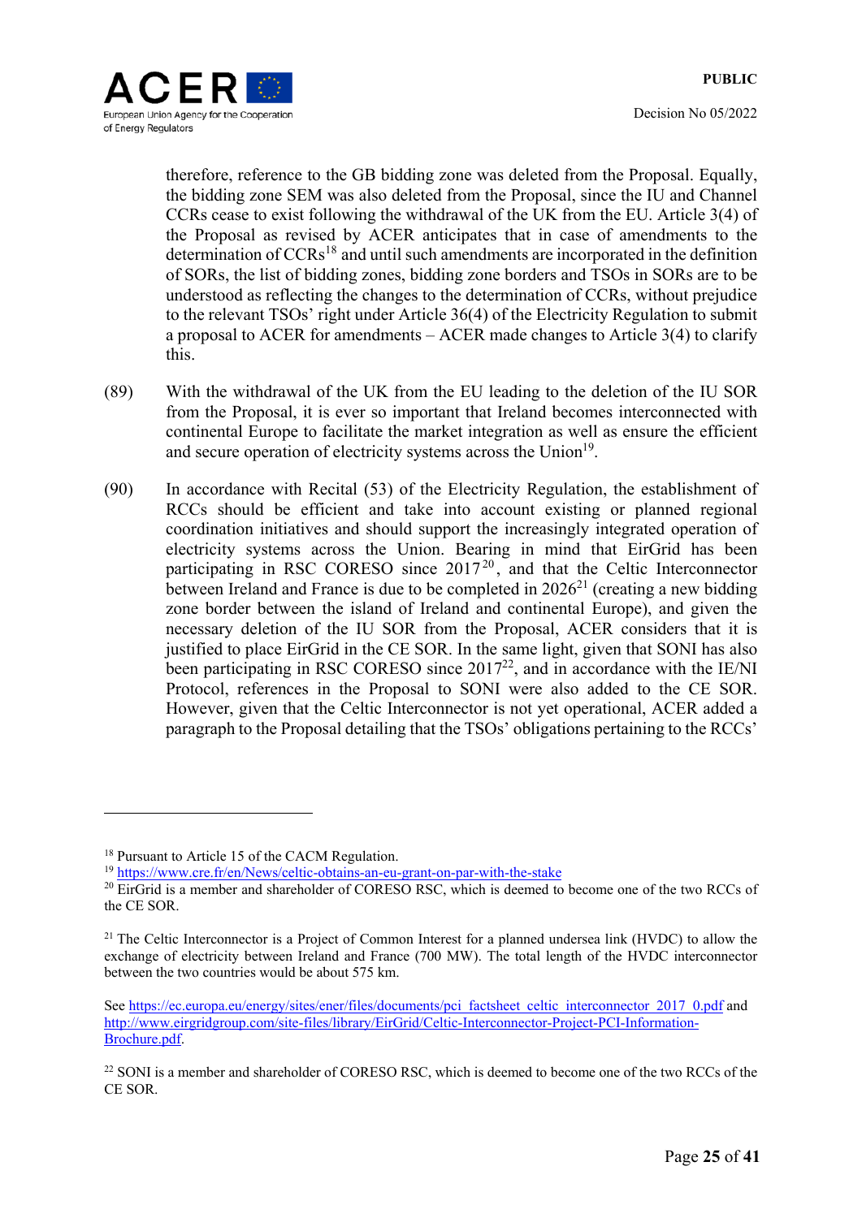therefore, reference to the GB bidding zone was deleted from the Proposal. Equally, the bidding zone SEM was also deleted from the Proposal, since the IU and Channel CCRs cease to exist following the withdrawal of the UK from the EU. Article 3(4) of the Proposal as revised by ACER anticipates that in case of amendments to the determination of CCRs[18] and until such amendments are incorporated in the definition of SORs, the list of bidding zones, bidding zone borders and TSOs in SORs are to be understood as reflecting the changes to the determination of CCRs, without prejudice to the relevant TSOs' right under Article 36(4) of the Electricity Regulation to submit a proposal to ACER for amendments – ACER made changes to Article 3(4) to clarify this.

(89) With the withdrawal of the UK from the EU leading to the deletion of the IU SOR from the Proposal, it is ever so important that Ireland becomes interconnected with continental Europe to facilitate the market integration as well as ensure the efficient and secure operation of electricity systems across the Union[19].

(90) In accordance with Recital (53) of the Electricity Regulation, the establishment of RCCs should be efficient and take into account existing or planned regional coordination initiatives and should support the increasingly integrated operation of electricity systems across the Union. Bearing in mind that EirGrid has been participating in RSC CORESO since 2017[20], and that the Celtic Interconnector between Ireland and France is due to be completed in 2026[21] (creating a new bidding zone border between the island of Ireland and continental Europe), and given the necessary deletion of the IU SOR from the Proposal, ACER considers that it is justified to place EirGrid in the CE SOR. In the same light, given that SONI has also been participating in RSC CORESO since 2017[22], and in accordance with the IE/NI Protocol, references in the Proposal to SONI were also added to the CE SOR. However, given that the Celtic Interconnector is not yet operational, ACER added a paragraph to the Proposal detailing that the TSOs' obligations pertaining to the RCCs'

---

[18] Pursuant to Article 15 of the CACM Regulation.

[19] https://www.cre.fr/en/News/celtic-obtains-an-eu-grant-on-par-with-the-stake

[20] EirGrid is a member and shareholder of CORESO RSC, which is deemed to become one of the two RCCs of the CE SOR.

[21] The Celtic Interconnector is a Project of Common Interest for a planned undersea link (HVDC) to allow the exchange of electricity between Ireland and France (700 MW). The total length of the HVDC interconnector between the two countries would be about 575 km.

See https://ec.europa.eu/energy/sites/ener/files/documents/pci_factsheet_celtic_interconnector_2017_0.pdf and http://www.eirgridgroup.com/site-files/library/EirGrid/Celtic-Interconnector-Project-PCI-Information-Brochure.pdf.

[22] SONI is a member and shareholder of CORESO RSC, which is deemed to become one of the two RCCs of the CE SOR.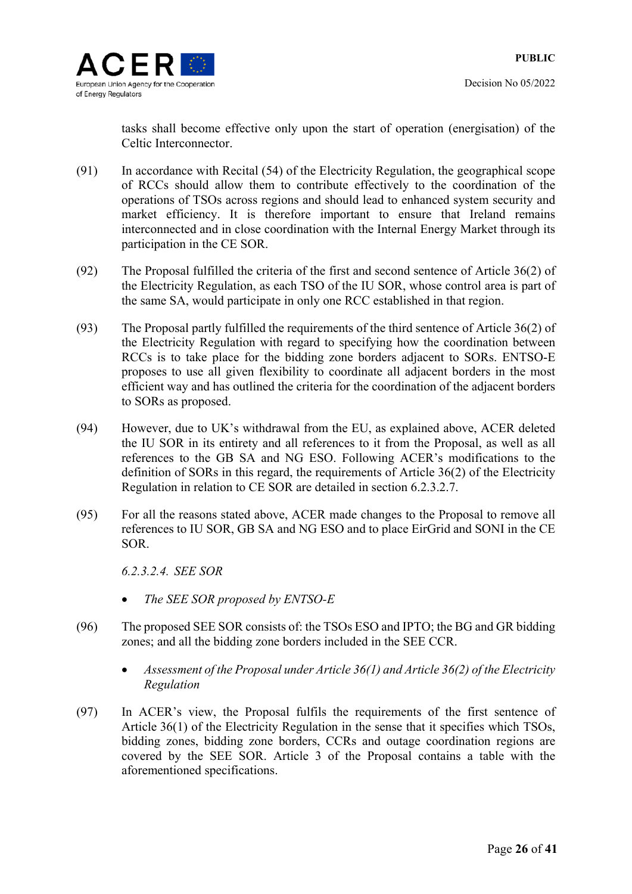tasks shall become effective only upon the start of operation (energisation) of the Celtic Interconnector.

(91) In accordance with Recital (54) of the Electricity Regulation, the geographical scope of RCCs should allow them to contribute effectively to the coordination of the operations of TSOs across regions and should lead to enhanced system security and market efficiency. It is therefore important to ensure that Ireland remains interconnected and in close coordination with the Internal Energy Market through its participation in the CE SOR.

(92) The Proposal fulfilled the criteria of the first and second sentence of Article 36(2) of the Electricity Regulation, as each TSO of the IU SOR, whose control area is part of the same SA, would participate in only one RCC established in that region.

(93) The Proposal partly fulfilled the requirements of the third sentence of Article 36(2) of the Electricity Regulation with regard to specifying how the coordination between RCCs is to take place for the bidding zone borders adjacent to SORs. ENTSO-E proposes to use all given flexibility to coordinate all adjacent borders in the most efficient way and has outlined the criteria for the coordination of the adjacent borders to SORs as proposed.

(94) However, due to UK's withdrawal from the EU, as explained above, ACER deleted the IU SOR in its entirety and all references to it from the Proposal, as well as all references to the GB SA and NG ESO. Following ACER's modifications to the definition of SORs in this regard, the requirements of Article 36(2) of the Electricity Regulation in relation to CE SOR are detailed in section 6.2.3.2.7.

(95) For all the reasons stated above, ACER made changes to the Proposal to remove all references to IU SOR, GB SA and NG ESO and to place EirGrid and SONI in the CE SOR.

*6.2.3.2.4. SEE SOR*

- *The SEE SOR proposed by ENTSO-E*

(96) The proposed SEE SOR consists of: the TSOs ESO and IPTO; the BG and GR bidding zones; and all the bidding zone borders included in the SEE CCR.

- *Assessment of the Proposal under Article 36(1) and Article 36(2) of the Electricity Regulation*

(97) In ACER's view, the Proposal fulfils the requirements of the first sentence of Article 36(1) of the Electricity Regulation in the sense that it specifies which TSOs, bidding zones, bidding zone borders, CCRs and outage coordination regions are covered by the SEE SOR. Article 3 of the Proposal contains a table with the aforementioned specifications.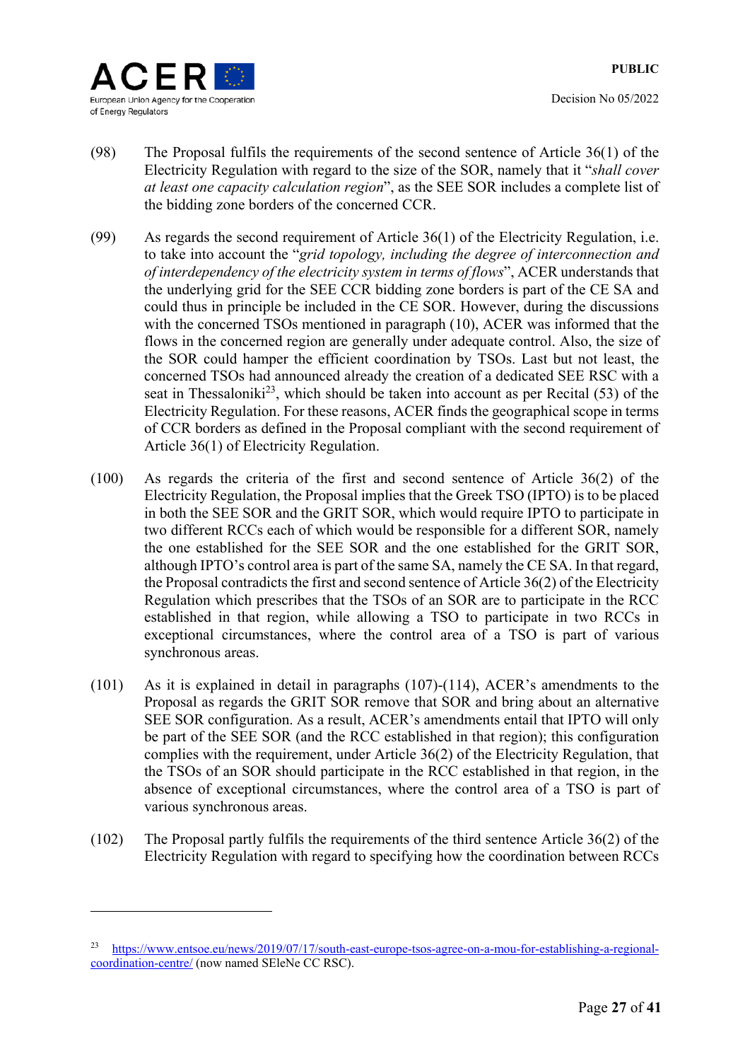(98) The Proposal fulfils the requirements of the second sentence of Article 36(1) of the Electricity Regulation with regard to the size of the SOR, namely that it "*shall cover at least one capacity calculation region*", as the SEE SOR includes a complete list of the bidding zone borders of the concerned CCR.

(99) As regards the second requirement of Article 36(1) of the Electricity Regulation, i.e. to take into account the "*grid topology, including the degree of interconnection and of interdependency of the electricity system in terms of flows*", ACER understands that the underlying grid for the SEE CCR bidding zone borders is part of the CE SA and could thus in principle be included in the CE SOR. However, during the discussions with the concerned TSOs mentioned in paragraph (10), ACER was informed that the flows in the concerned region are generally under adequate control. Also, the size of the SOR could hamper the efficient coordination by TSOs. Last but not least, the concerned TSOs had announced already the creation of a dedicated SEE RSC with a seat in Thessaloniki[23], which should be taken into account as per Recital (53) of the Electricity Regulation. For these reasons, ACER finds the geographical scope in terms of CCR borders as defined in the Proposal compliant with the second requirement of Article 36(1) of Electricity Regulation.

(100) As regards the criteria of the first and second sentence of Article 36(2) of the Electricity Regulation, the Proposal implies that the Greek TSO (IPTO) is to be placed in both the SEE SOR and the GRIT SOR, which would require IPTO to participate in two different RCCs each of which would be responsible for a different SOR, namely the one established for the SEE SOR and the one established for the GRIT SOR, although IPTO's control area is part of the same SA, namely the CE SA. In that regard, the Proposal contradicts the first and second sentence of Article 36(2) of the Electricity Regulation which prescribes that the TSOs of an SOR are to participate in the RCC established in that region, while allowing a TSO to participate in two RCCs in exceptional circumstances, where the control area of a TSO is part of various synchronous areas.

(101) As it is explained in detail in paragraphs (107)-(114), ACER's amendments to the Proposal as regards the GRIT SOR remove that SOR and bring about an alternative SEE SOR configuration. As a result, ACER's amendments entail that IPTO will only be part of the SEE SOR (and the RCC established in that region); this configuration complies with the requirement, under Article 36(2) of the Electricity Regulation, that the TSOs of an SOR should participate in the RCC established in that region, in the absence of exceptional circumstances, where the control area of a TSO is part of various synchronous areas.

(102) The Proposal partly fulfils the requirements of the third sentence Article 36(2) of the Electricity Regulation with regard to specifying how the coordination between RCCs

---

[23] https://www.entsoe.eu/news/2019/07/17/south-east-europe-tsos-agree-on-a-mou-for-establishing-a-regional-coordination-centre/ (now named SEleNe CC RSC).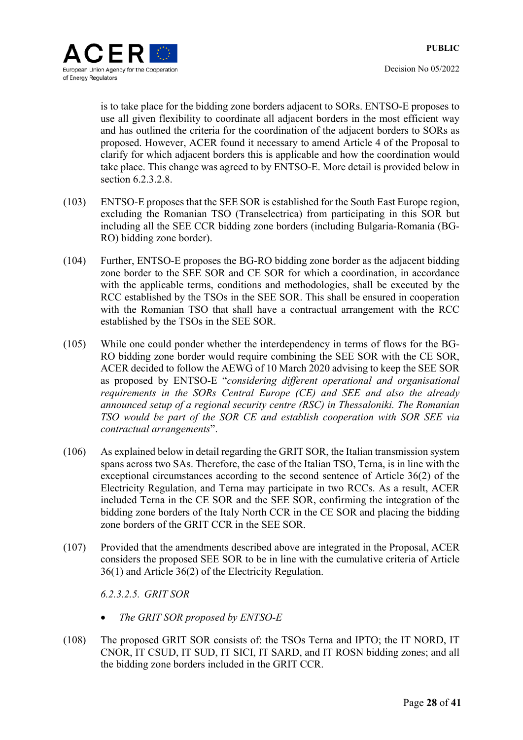is to take place for the bidding zone borders adjacent to SORs. ENTSO-E proposes to use all given flexibility to coordinate all adjacent borders in the most efficient way and has outlined the criteria for the coordination of the adjacent borders to SORs as proposed. However, ACER found it necessary to amend Article 4 of the Proposal to clarify for which adjacent borders this is applicable and how the coordination would take place. This change was agreed to by ENTSO-E. More detail is provided below in section 6.2.3.2.8.

(103) ENTSO-E proposes that the SEE SOR is established for the South East Europe region, excluding the Romanian TSO (Transelectrica) from participating in this SOR but including all the SEE CCR bidding zone borders (including Bulgaria-Romania (BG-RO) bidding zone border).

(104) Further, ENTSO-E proposes the BG-RO bidding zone border as the adjacent bidding zone border to the SEE SOR and CE SOR for which a coordination, in accordance with the applicable terms, conditions and methodologies, shall be executed by the RCC established by the TSOs in the SEE SOR. This shall be ensured in cooperation with the Romanian TSO that shall have a contractual arrangement with the RCC established by the TSOs in the SEE SOR.

(105) While one could ponder whether the interdependency in terms of flows for the BG-RO bidding zone border would require combining the SEE SOR with the CE SOR, ACER decided to follow the AEWG of 10 March 2020 advising to keep the SEE SOR as proposed by ENTSO-E "*considering different operational and organisational requirements in the SORs Central Europe (CE) and SEE and also the already announced setup of a regional security centre (RSC) in Thessaloniki. The Romanian TSO would be part of the SOR CE and establish cooperation with SOR SEE via contractual arrangements*".

(106) As explained below in detail regarding the GRIT SOR, the Italian transmission system spans across two SAs. Therefore, the case of the Italian TSO, Terna, is in line with the exceptional circumstances according to the second sentence of Article 36(2) of the Electricity Regulation, and Terna may participate in two RCCs. As a result, ACER included Terna in the CE SOR and the SEE SOR, confirming the integration of the bidding zone borders of the Italy North CCR in the CE SOR and placing the bidding zone borders of the GRIT CCR in the SEE SOR.

(107) Provided that the amendments described above are integrated in the Proposal, ACER considers the proposed SEE SOR to be in line with the cumulative criteria of Article 36(1) and Article 36(2) of the Electricity Regulation.

*6.2.3.2.5. GRIT SOR*

- *The GRIT SOR proposed by ENTSO-E*

(108) The proposed GRIT SOR consists of: the TSOs Terna and IPTO; the IT NORD, IT CNOR, IT CSUD, IT SUD, IT SICI, IT SARD, and IT ROSN bidding zones; and all the bidding zone borders included in the GRIT CCR.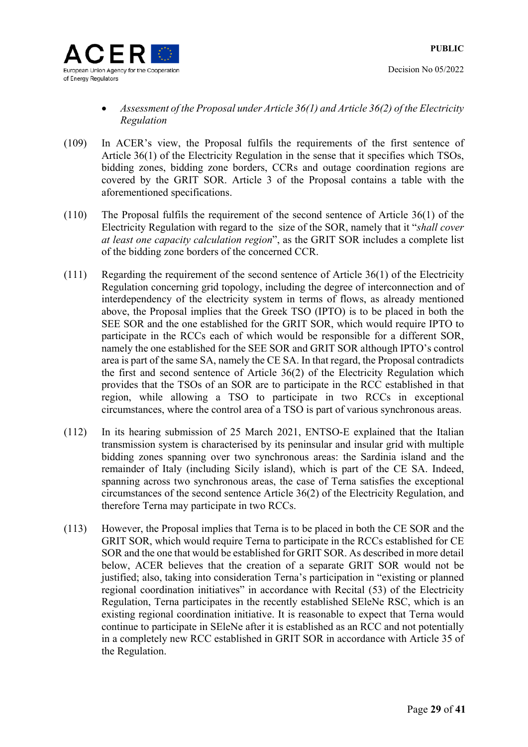- *Assessment of the Proposal under Article 36(1) and Article 36(2) of the Electricity Regulation*

(109) In ACER's view, the Proposal fulfils the requirements of the first sentence of Article 36(1) of the Electricity Regulation in the sense that it specifies which TSOs, bidding zones, bidding zone borders, CCRs and outage coordination regions are covered by the GRIT SOR. Article 3 of the Proposal contains a table with the aforementioned specifications.

(110) The Proposal fulfils the requirement of the second sentence of Article 36(1) of the Electricity Regulation with regard to the size of the SOR, namely that it "*shall cover at least one capacity calculation region*", as the GRIT SOR includes a complete list of the bidding zone borders of the concerned CCR.

(111) Regarding the requirement of the second sentence of Article 36(1) of the Electricity Regulation concerning grid topology, including the degree of interconnection and of interdependency of the electricity system in terms of flows, as already mentioned above, the Proposal implies that the Greek TSO (IPTO) is to be placed in both the SEE SOR and the one established for the GRIT SOR, which would require IPTO to participate in the RCCs each of which would be responsible for a different SOR, namely the one established for the SEE SOR and GRIT SOR although IPTO's control area is part of the same SA, namely the CE SA. In that regard, the Proposal contradicts the first and second sentence of Article 36(2) of the Electricity Regulation which provides that the TSOs of an SOR are to participate in the RCC established in that region, while allowing a TSO to participate in two RCCs in exceptional circumstances, where the control area of a TSO is part of various synchronous areas.

(112) In its hearing submission of 25 March 2021, ENTSO-E explained that the Italian transmission system is characterised by its peninsular and insular grid with multiple bidding zones spanning over two synchronous areas: the Sardinia island and the remainder of Italy (including Sicily island), which is part of the CE SA. Indeed, spanning across two synchronous areas, the case of Terna satisfies the exceptional circumstances of the second sentence Article 36(2) of the Electricity Regulation, and therefore Terna may participate in two RCCs.

(113) However, the Proposal implies that Terna is to be placed in both the CE SOR and the GRIT SOR, which would require Terna to participate in the RCCs established for CE SOR and the one that would be established for GRIT SOR. As described in more detail below, ACER believes that the creation of a separate GRIT SOR would not be justified; also, taking into consideration Terna's participation in "existing or planned regional coordination initiatives" in accordance with Recital (53) of the Electricity Regulation, Terna participates in the recently established SEleNe RSC, which is an existing regional coordination initiative. It is reasonable to expect that Terna would continue to participate in SEleNe after it is established as an RCC and not potentially in a completely new RCC established in GRIT SOR in accordance with Article 35 of the Regulation.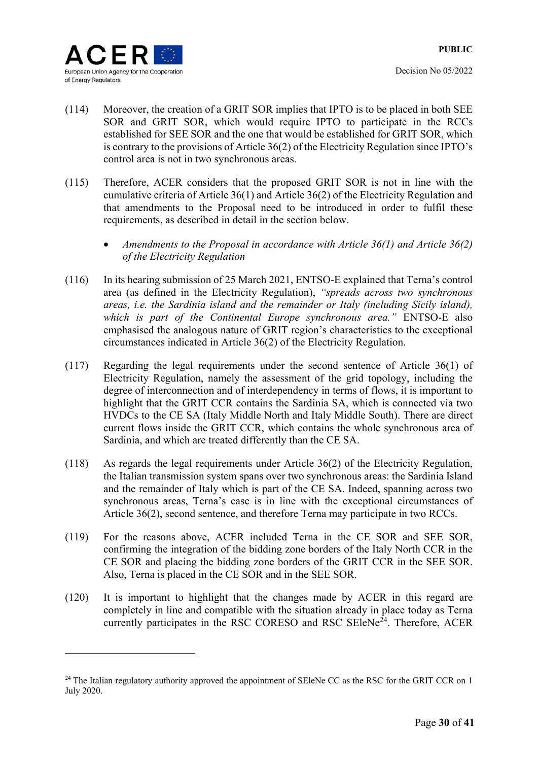(114) Moreover, the creation of a GRIT SOR implies that IPTO is to be placed in both SEE SOR and GRIT SOR, which would require IPTO to participate in the RCCs established for SEE SOR and the one that would be established for GRIT SOR, which is contrary to the provisions of Article 36(2) of the Electricity Regulation since IPTO's control area is not in two synchronous areas.

(115) Therefore, ACER considers that the proposed GRIT SOR is not in line with the cumulative criteria of Article 36(1) and Article 36(2) of the Electricity Regulation and that amendments to the Proposal need to be introduced in order to fulfil these requirements, as described in detail in the section below.

- *Amendments to the Proposal in accordance with Article 36(1) and Article 36(2) of the Electricity Regulation*

(116) In its hearing submission of 25 March 2021, ENTSO-E explained that Terna's control area (as defined in the Electricity Regulation), *"spreads across two synchronous areas, i.e. the Sardinia island and the remainder or Italy (including Sicily island), which is part of the Continental Europe synchronous area."* ENTSO-E also emphasised the analogous nature of GRIT region's characteristics to the exceptional circumstances indicated in Article 36(2) of the Electricity Regulation.

(117) Regarding the legal requirements under the second sentence of Article 36(1) of Electricity Regulation, namely the assessment of the grid topology, including the degree of interconnection and of interdependency in terms of flows, it is important to highlight that the GRIT CCR contains the Sardinia SA, which is connected via two HVDCs to the CE SA (Italy Middle North and Italy Middle South). There are direct current flows inside the GRIT CCR, which contains the whole synchronous area of Sardinia, and which are treated differently than the CE SA.

(118) As regards the legal requirements under Article 36(2) of the Electricity Regulation, the Italian transmission system spans over two synchronous areas: the Sardinia Island and the remainder of Italy which is part of the CE SA. Indeed, spanning across two synchronous areas, Terna's case is in line with the exceptional circumstances of Article 36(2), second sentence, and therefore Terna may participate in two RCCs.

(119) For the reasons above, ACER included Terna in the CE SOR and SEE SOR, confirming the integration of the bidding zone borders of the Italy North CCR in the CE SOR and placing the bidding zone borders of the GRIT CCR in the SEE SOR. Also, Terna is placed in the CE SOR and in the SEE SOR.

(120) It is important to highlight that the changes made by ACER in this regard are completely in line and compatible with the situation already in place today as Terna currently participates in the RSC CORESO and RSC SEleNe[24]. Therefore, ACER

---

[24] The Italian regulatory authority approved the appointment of SEleNe CC as the RSC for the GRIT CCR on 1 July 2020.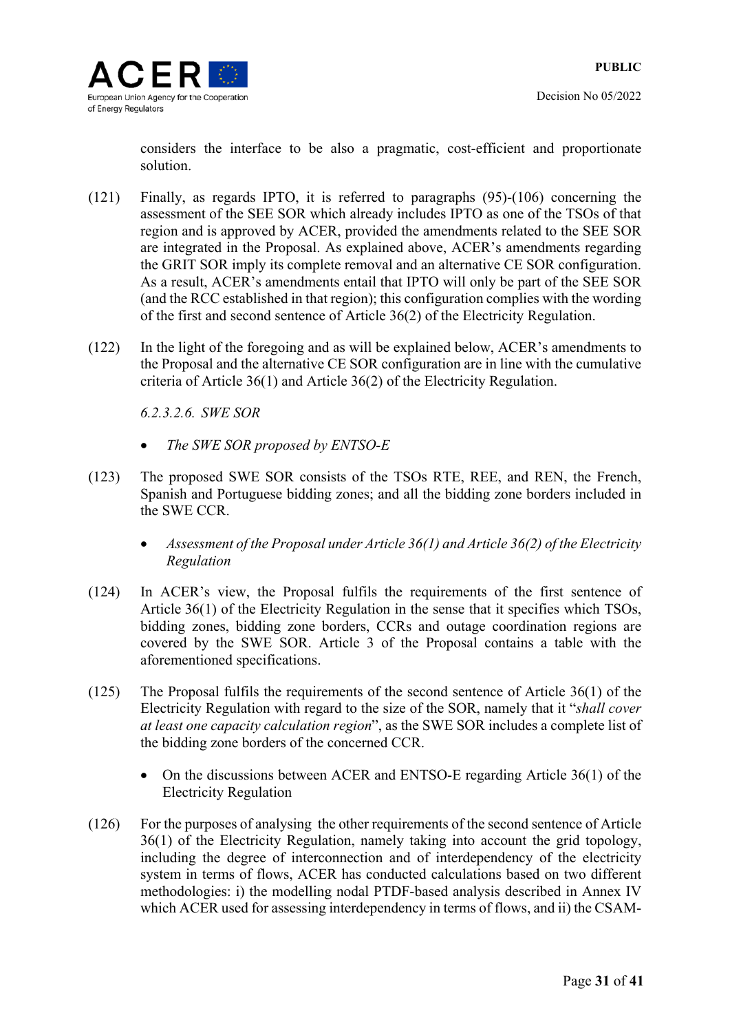considers the interface to be also a pragmatic, cost-efficient and proportionate solution.

(121) Finally, as regards IPTO, it is referred to paragraphs (95)-(106) concerning the assessment of the SEE SOR which already includes IPTO as one of the TSOs of that region and is approved by ACER, provided the amendments related to the SEE SOR are integrated in the Proposal. As explained above, ACER's amendments regarding the GRIT SOR imply its complete removal and an alternative CE SOR configuration. As a result, ACER's amendments entail that IPTO will only be part of the SEE SOR (and the RCC established in that region); this configuration complies with the wording of the first and second sentence of Article 36(2) of the Electricity Regulation.

(122) In the light of the foregoing and as will be explained below, ACER's amendments to the Proposal and the alternative CE SOR configuration are in line with the cumulative criteria of Article 36(1) and Article 36(2) of the Electricity Regulation.

*6.2.3.2.6. SWE SOR*

- *The SWE SOR proposed by ENTSO-E*

(123) The proposed SWE SOR consists of the TSOs RTE, REE, and REN, the French, Spanish and Portuguese bidding zones; and all the bidding zone borders included in the SWE CCR.

- *Assessment of the Proposal under Article 36(1) and Article 36(2) of the Electricity Regulation*

(124) In ACER's view, the Proposal fulfils the requirements of the first sentence of Article 36(1) of the Electricity Regulation in the sense that it specifies which TSOs, bidding zones, bidding zone borders, CCRs and outage coordination regions are covered by the SWE SOR. Article 3 of the Proposal contains a table with the aforementioned specifications.

(125) The Proposal fulfils the requirements of the second sentence of Article 36(1) of the Electricity Regulation with regard to the size of the SOR, namely that it "*shall cover at least one capacity calculation region*", as the SWE SOR includes a complete list of the bidding zone borders of the concerned CCR.

- On the discussions between ACER and ENTSO-E regarding Article 36(1) of the Electricity Regulation

(126) For the purposes of analysing the other requirements of the second sentence of Article 36(1) of the Electricity Regulation, namely taking into account the grid topology, including the degree of interconnection and of interdependency of the electricity system in terms of flows, ACER has conducted calculations based on two different methodologies: i) the modelling nodal PTDF-based analysis described in Annex IV which ACER used for assessing interdependency in terms of flows, and ii) the CSAM-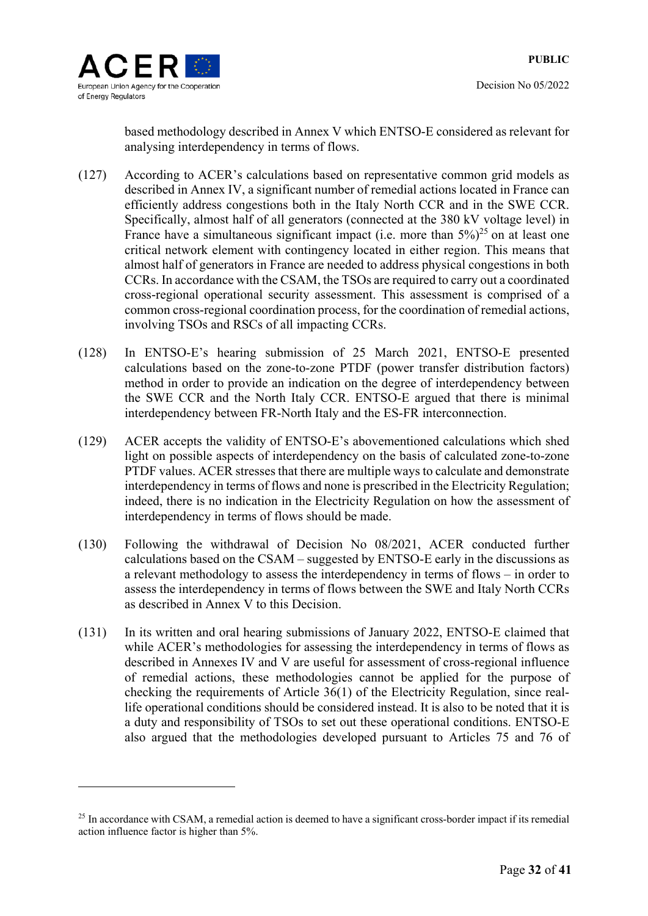based methodology described in Annex V which ENTSO-E considered as relevant for analysing interdependency in terms of flows.

(127) According to ACER's calculations based on representative common grid models as described in Annex IV, a significant number of remedial actions located in France can efficiently address congestions both in the Italy North CCR and in the SWE CCR. Specifically, almost half of all generators (connected at the 380 kV voltage level) in France have a simultaneous significant impact (i.e. more than 5%)[25] on at least one critical network element with contingency located in either region. This means that almost half of generators in France are needed to address physical congestions in both CCRs. In accordance with the CSAM, the TSOs are required to carry out a coordinated cross-regional operational security assessment. This assessment is comprised of a common cross-regional coordination process, for the coordination of remedial actions, involving TSOs and RSCs of all impacting CCRs.

(128) In ENTSO-E's hearing submission of 25 March 2021, ENTSO-E presented calculations based on the zone-to-zone PTDF (power transfer distribution factors) method in order to provide an indication on the degree of interdependency between the SWE CCR and the North Italy CCR. ENTSO-E argued that there is minimal interdependency between FR-North Italy and the ES-FR interconnection.

(129) ACER accepts the validity of ENTSO-E's abovementioned calculations which shed light on possible aspects of interdependency on the basis of calculated zone-to-zone PTDF values. ACER stresses that there are multiple ways to calculate and demonstrate interdependency in terms of flows and none is prescribed in the Electricity Regulation; indeed, there is no indication in the Electricity Regulation on how the assessment of interdependency in terms of flows should be made.

(130) Following the withdrawal of Decision No 08/2021, ACER conducted further calculations based on the CSAM – suggested by ENTSO-E early in the discussions as a relevant methodology to assess the interdependency in terms of flows – in order to assess the interdependency in terms of flows between the SWE and Italy North CCRs as described in Annex V to this Decision.

(131) In its written and oral hearing submissions of January 2022, ENTSO-E claimed that while ACER's methodologies for assessing the interdependency in terms of flows as described in Annexes IV and V are useful for assessment of cross-regional influence of remedial actions, these methodologies cannot be applied for the purpose of checking the requirements of Article 36(1) of the Electricity Regulation, since real-life operational conditions should be considered instead. It is also to be noted that it is a duty and responsibility of TSOs to set out these operational conditions. ENTSO-E also argued that the methodologies developed pursuant to Articles 75 and 76 of

---

[25] In accordance with CSAM, a remedial action is deemed to have a significant cross-border impact if its remedial action influence factor is higher than 5%.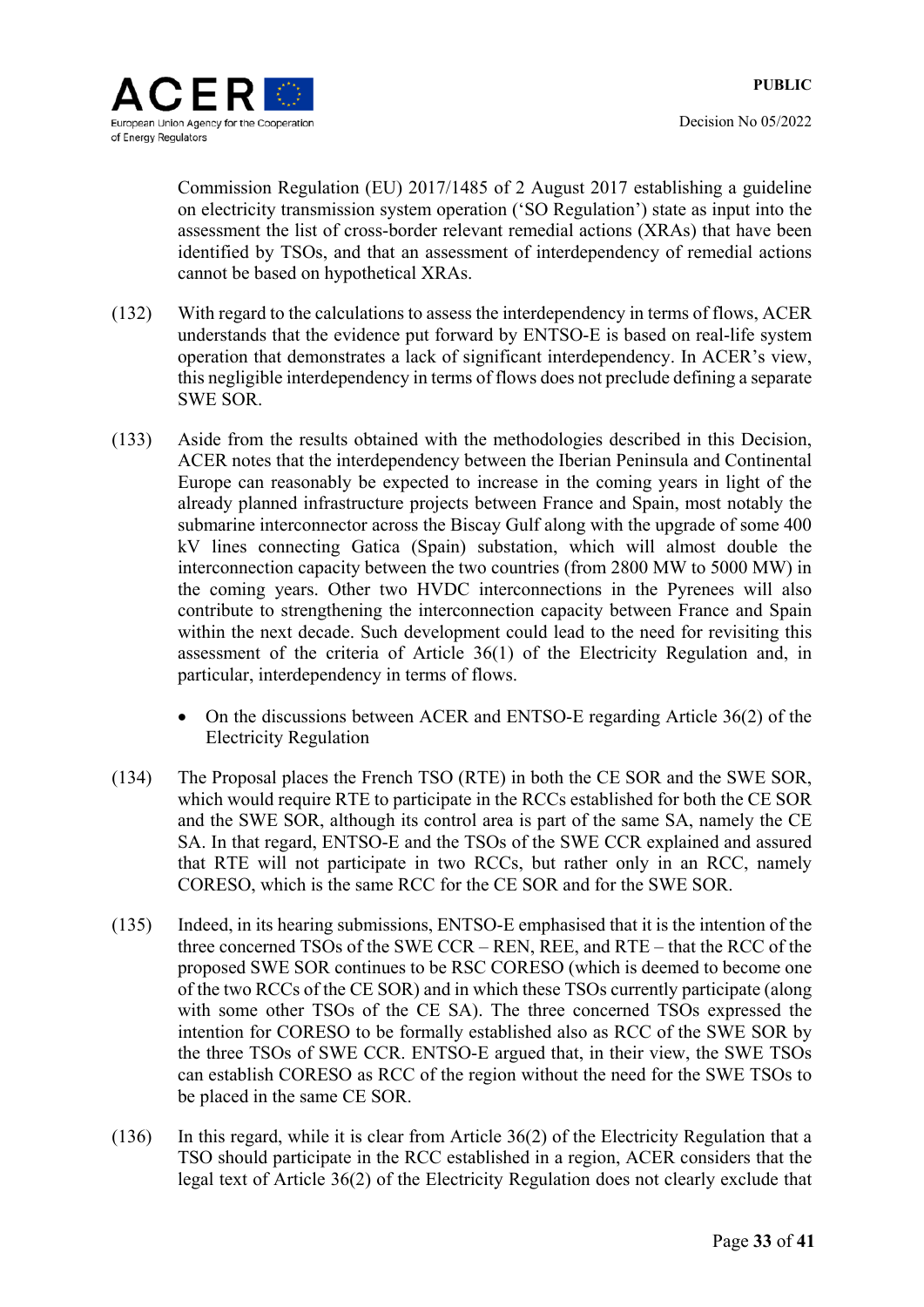Commission Regulation (EU) 2017/1485 of 2 August 2017 establishing a guideline on electricity transmission system operation ('SO Regulation') state as input into the assessment the list of cross-border relevant remedial actions (XRAs) that have been identified by TSOs, and that an assessment of interdependency of remedial actions cannot be based on hypothetical XRAs.

(132) With regard to the calculations to assess the interdependency in terms of flows, ACER understands that the evidence put forward by ENTSO-E is based on real-life system operation that demonstrates a lack of significant interdependency. In ACER's view, this negligible interdependency in terms of flows does not preclude defining a separate SWE SOR.

(133) Aside from the results obtained with the methodologies described in this Decision, ACER notes that the interdependency between the Iberian Peninsula and Continental Europe can reasonably be expected to increase in the coming years in light of the already planned infrastructure projects between France and Spain, most notably the submarine interconnector across the Biscay Gulf along with the upgrade of some 400 kV lines connecting Gatica (Spain) substation, which will almost double the interconnection capacity between the two countries (from 2800 MW to 5000 MW) in the coming years. Other two HVDC interconnections in the Pyrenees will also contribute to strengthening the interconnection capacity between France and Spain within the next decade. Such development could lead to the need for revisiting this assessment of the criteria of Article 36(1) of the Electricity Regulation and, in particular, interdependency in terms of flows.

- On the discussions between ACER and ENTSO-E regarding Article 36(2) of the Electricity Regulation

(134) The Proposal places the French TSO (RTE) in both the CE SOR and the SWE SOR, which would require RTE to participate in the RCCs established for both the CE SOR and the SWE SOR, although its control area is part of the same SA, namely the CE SA. In that regard, ENTSO-E and the TSOs of the SWE CCR explained and assured that RTE will not participate in two RCCs, but rather only in an RCC, namely CORESO, which is the same RCC for the CE SOR and for the SWE SOR.

(135) Indeed, in its hearing submissions, ENTSO-E emphasised that it is the intention of the three concerned TSOs of the SWE CCR – REN, REE, and RTE – that the RCC of the proposed SWE SOR continues to be RSC CORESO (which is deemed to become one of the two RCCs of the CE SOR) and in which these TSOs currently participate (along with some other TSOs of the CE SA). The three concerned TSOs expressed the intention for CORESO to be formally established also as RCC of the SWE SOR by the three TSOs of SWE CCR. ENTSO-E argued that, in their view, the SWE TSOs can establish CORESO as RCC of the region without the need for the SWE TSOs to be placed in the same CE SOR.

(136) In this regard, while it is clear from Article 36(2) of the Electricity Regulation that a TSO should participate in the RCC established in a region, ACER considers that the legal text of Article 36(2) of the Electricity Regulation does not clearly exclude that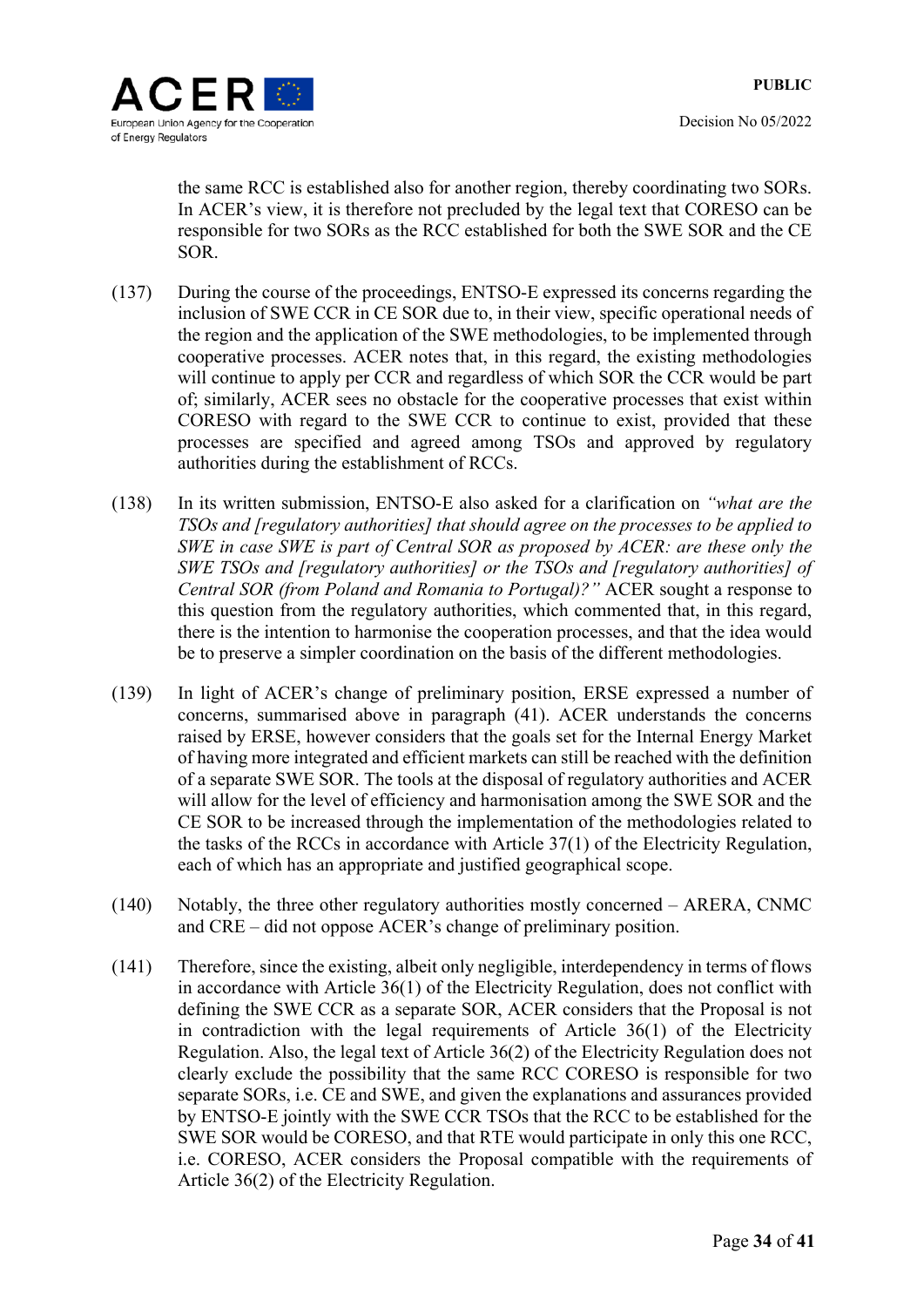the same RCC is established also for another region, thereby coordinating two SORs. In ACER's view, it is therefore not precluded by the legal text that CORESO can be responsible for two SORs as the RCC established for both the SWE SOR and the CE SOR.

(137) During the course of the proceedings, ENTSO-E expressed its concerns regarding the inclusion of SWE CCR in CE SOR due to, in their view, specific operational needs of the region and the application of the SWE methodologies, to be implemented through cooperative processes. ACER notes that, in this regard, the existing methodologies will continue to apply per CCR and regardless of which SOR the CCR would be part of; similarly, ACER sees no obstacle for the cooperative processes that exist within CORESO with regard to the SWE CCR to continue to exist, provided that these processes are specified and agreed among TSOs and approved by regulatory authorities during the establishment of RCCs.

(138) In its written submission, ENTSO-E also asked for a clarification on *"what are the TSOs and [regulatory authorities] that should agree on the processes to be applied to SWE in case SWE is part of Central SOR as proposed by ACER: are these only the SWE TSOs and [regulatory authorities] or the TSOs and [regulatory authorities] of Central SOR (from Poland and Romania to Portugal)?"* ACER sought a response to this question from the regulatory authorities, which commented that, in this regard, there is the intention to harmonise the cooperation processes, and that the idea would be to preserve a simpler coordination on the basis of the different methodologies.

(139) In light of ACER's change of preliminary position, ERSE expressed a number of concerns, summarised above in paragraph (41). ACER understands the concerns raised by ERSE, however considers that the goals set for the Internal Energy Market of having more integrated and efficient markets can still be reached with the definition of a separate SWE SOR. The tools at the disposal of regulatory authorities and ACER will allow for the level of efficiency and harmonisation among the SWE SOR and the CE SOR to be increased through the implementation of the methodologies related to the tasks of the RCCs in accordance with Article 37(1) of the Electricity Regulation, each of which has an appropriate and justified geographical scope.

(140) Notably, the three other regulatory authorities mostly concerned – ARERA, CNMC and CRE – did not oppose ACER's change of preliminary position.

(141) Therefore, since the existing, albeit only negligible, interdependency in terms of flows in accordance with Article 36(1) of the Electricity Regulation, does not conflict with defining the SWE CCR as a separate SOR, ACER considers that the Proposal is not in contradiction with the legal requirements of Article 36(1) of the Electricity Regulation. Also, the legal text of Article 36(2) of the Electricity Regulation does not clearly exclude the possibility that the same RCC CORESO is responsible for two separate SORs, i.e. CE and SWE, and given the explanations and assurances provided by ENTSO-E jointly with the SWE CCR TSOs that the RCC to be established for the SWE SOR would be CORESO, and that RTE would participate in only this one RCC, i.e. CORESO, ACER considers the Proposal compatible with the requirements of Article 36(2) of the Electricity Regulation.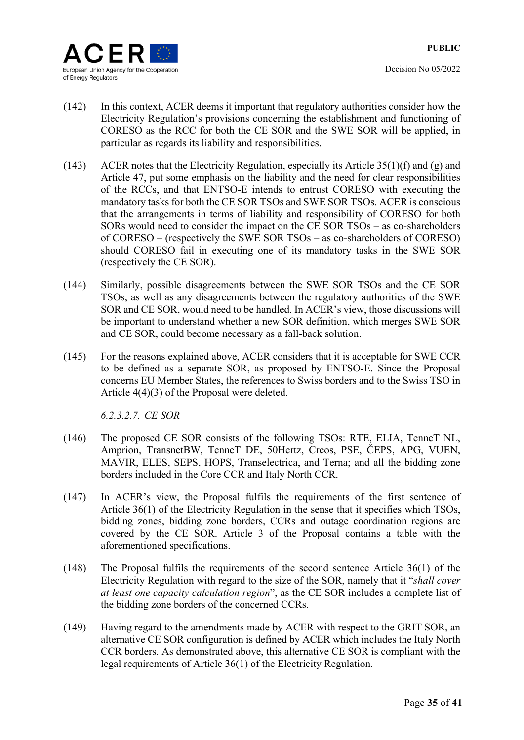(142) In this context, ACER deems it important that regulatory authorities consider how the Electricity Regulation's provisions concerning the establishment and functioning of CORESO as the RCC for both the CE SOR and the SWE SOR will be applied, in particular as regards its liability and responsibilities.

(143) ACER notes that the Electricity Regulation, especially its Article 35(1)(f) and (g) and Article 47, put some emphasis on the liability and the need for clear responsibilities of the RCCs, and that ENTSO-E intends to entrust CORESO with executing the mandatory tasks for both the CE SOR TSOs and SWE SOR TSOs. ACER is conscious that the arrangements in terms of liability and responsibility of CORESO for both SORs would need to consider the impact on the CE SOR TSOs – as co-shareholders of CORESO – (respectively the SWE SOR TSOs – as co-shareholders of CORESO) should CORESO fail in executing one of its mandatory tasks in the SWE SOR (respectively the CE SOR).

(144) Similarly, possible disagreements between the SWE SOR TSOs and the CE SOR TSOs, as well as any disagreements between the regulatory authorities of the SWE SOR and CE SOR, would need to be handled. In ACER's view, those discussions will be important to understand whether a new SOR definition, which merges SWE SOR and CE SOR, could become necessary as a fall-back solution.

(145) For the reasons explained above, ACER considers that it is acceptable for SWE CCR to be defined as a separate SOR, as proposed by ENTSO-E. Since the Proposal concerns EU Member States, the references to Swiss borders and to the Swiss TSO in Article 4(4)(3) of the Proposal were deleted.

*6.2.3.2.7. CE SOR*

(146) The proposed CE SOR consists of the following TSOs: RTE, ELIA, TenneT NL, Amprion, TransnetBW, TenneT DE, 50Hertz, Creos, PSE, ČEPS, APG, VUEN, MAVIR, ELES, SEPS, HOPS, Transelectrica, and Terna; and all the bidding zone borders included in the Core CCR and Italy North CCR.

(147) In ACER's view, the Proposal fulfils the requirements of the first sentence of Article 36(1) of the Electricity Regulation in the sense that it specifies which TSOs, bidding zones, bidding zone borders, CCRs and outage coordination regions are covered by the CE SOR. Article 3 of the Proposal contains a table with the aforementioned specifications.

(148) The Proposal fulfils the requirements of the second sentence Article 36(1) of the Electricity Regulation with regard to the size of the SOR, namely that it "*shall cover at least one capacity calculation region*", as the CE SOR includes a complete list of the bidding zone borders of the concerned CCRs.

(149) Having regard to the amendments made by ACER with respect to the GRIT SOR, an alternative CE SOR configuration is defined by ACER which includes the Italy North CCR borders. As demonstrated above, this alternative CE SOR is compliant with the legal requirements of Article 36(1) of the Electricity Regulation.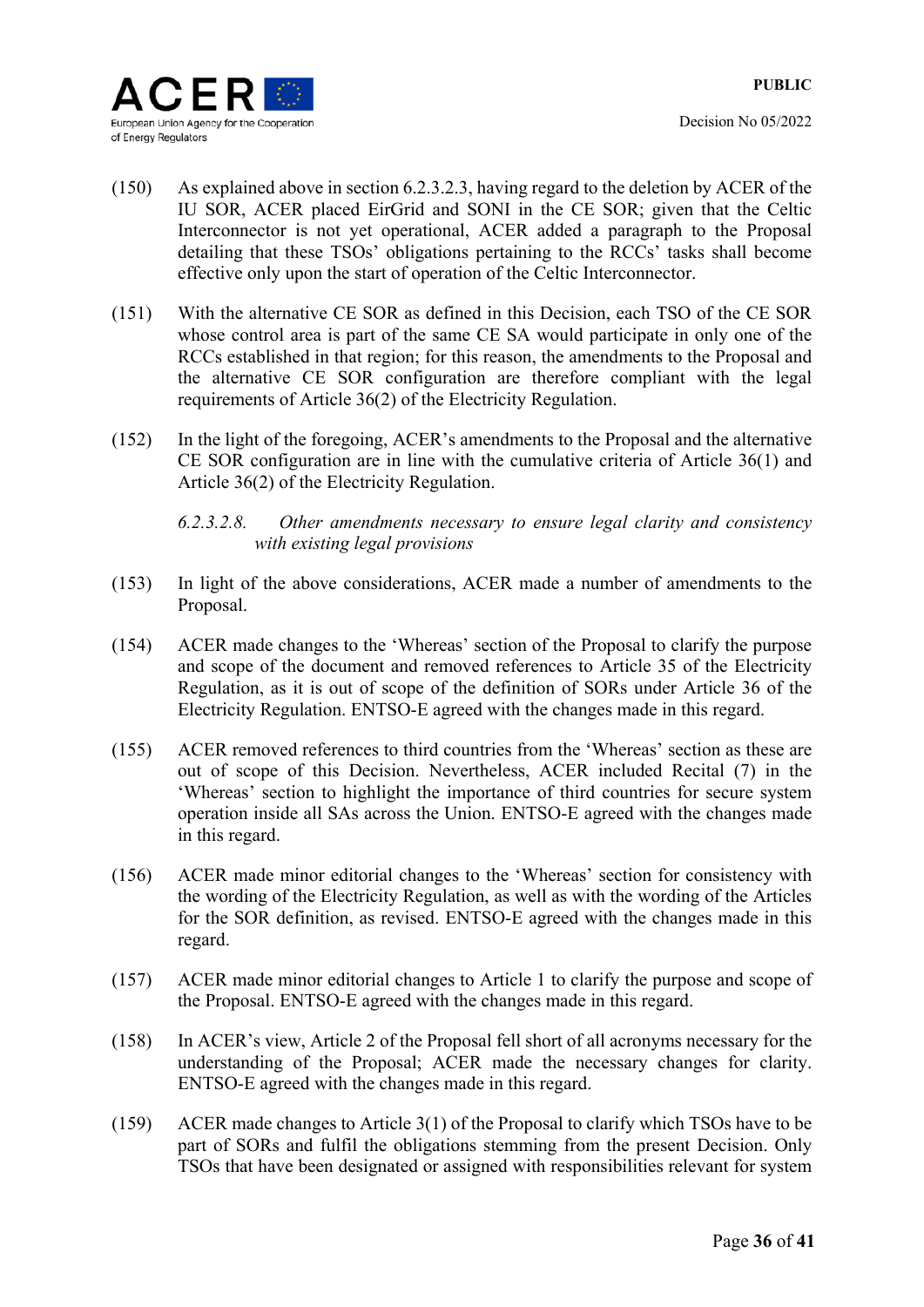(150) As explained above in section 6.2.3.2.3, having regard to the deletion by ACER of the IU SOR, ACER placed EirGrid and SONI in the CE SOR; given that the Celtic Interconnector is not yet operational, ACER added a paragraph to the Proposal detailing that these TSOs' obligations pertaining to the RCCs' tasks shall become effective only upon the start of operation of the Celtic Interconnector.

(151) With the alternative CE SOR as defined in this Decision, each TSO of the CE SOR whose control area is part of the same CE SA would participate in only one of the RCCs established in that region; for this reason, the amendments to the Proposal and the alternative CE SOR configuration are therefore compliant with the legal requirements of Article 36(2) of the Electricity Regulation.

(152) In the light of the foregoing, ACER's amendments to the Proposal and the alternative CE SOR configuration are in line with the cumulative criteria of Article 36(1) and Article 36(2) of the Electricity Regulation.

*6.2.3.2.8. Other amendments necessary to ensure legal clarity and consistency with existing legal provisions*

(153) In light of the above considerations, ACER made a number of amendments to the Proposal.

(154) ACER made changes to the 'Whereas' section of the Proposal to clarify the purpose and scope of the document and removed references to Article 35 of the Electricity Regulation, as it is out of scope of the definition of SORs under Article 36 of the Electricity Regulation. ENTSO-E agreed with the changes made in this regard.

(155) ACER removed references to third countries from the 'Whereas' section as these are out of scope of this Decision. Nevertheless, ACER included Recital (7) in the 'Whereas' section to highlight the importance of third countries for secure system operation inside all SAs across the Union. ENTSO-E agreed with the changes made in this regard.

(156) ACER made minor editorial changes to the 'Whereas' section for consistency with the wording of the Electricity Regulation, as well as with the wording of the Articles for the SOR definition, as revised. ENTSO-E agreed with the changes made in this regard.

(157) ACER made minor editorial changes to Article 1 to clarify the purpose and scope of the Proposal. ENTSO-E agreed with the changes made in this regard.

(158) In ACER's view, Article 2 of the Proposal fell short of all acronyms necessary for the understanding of the Proposal; ACER made the necessary changes for clarity. ENTSO-E agreed with the changes made in this regard.

(159) ACER made changes to Article 3(1) of the Proposal to clarify which TSOs have to be part of SORs and fulfil the obligations stemming from the present Decision. Only TSOs that have been designated or assigned with responsibilities relevant for system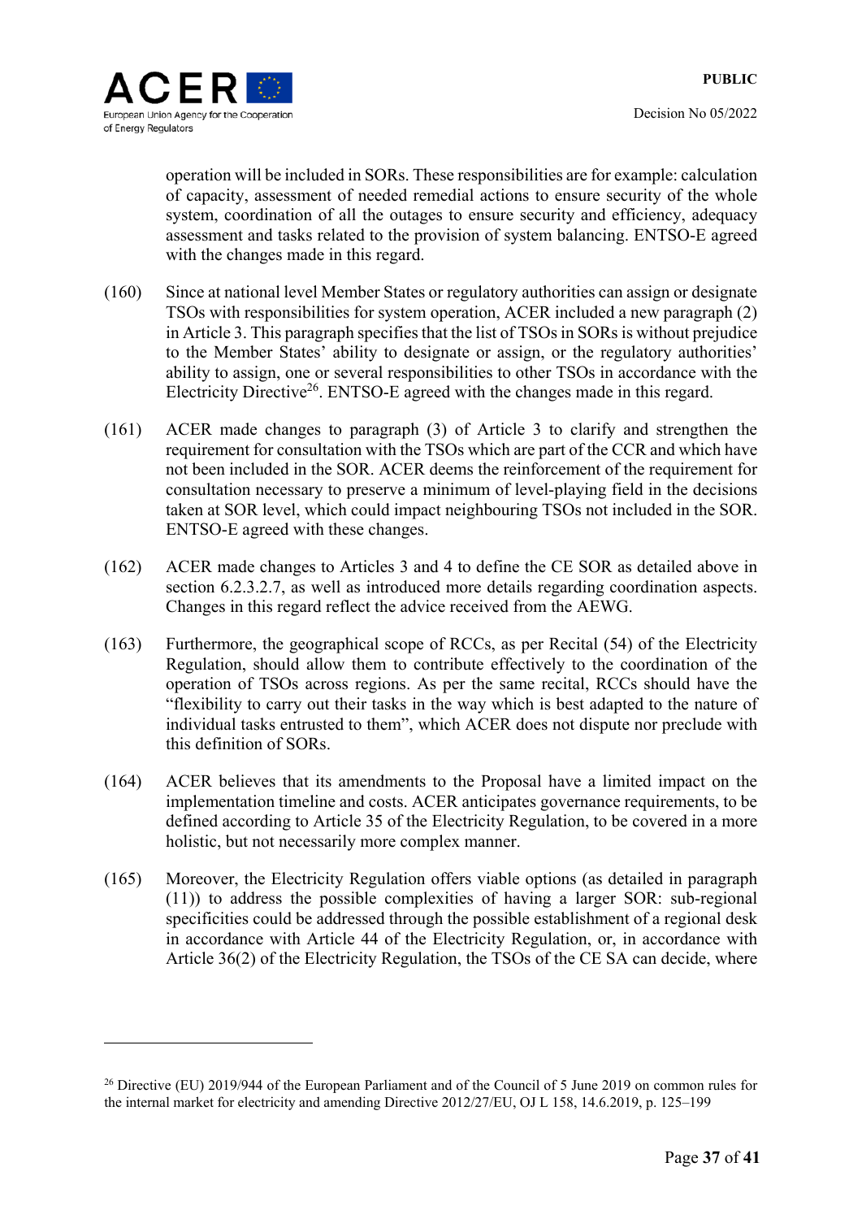operation will be included in SORs. These responsibilities are for example: calculation of capacity, assessment of needed remedial actions to ensure security of the whole system, coordination of all the outages to ensure security and efficiency, adequacy assessment and tasks related to the provision of system balancing. ENTSO-E agreed with the changes made in this regard.

(160) Since at national level Member States or regulatory authorities can assign or designate TSOs with responsibilities for system operation, ACER included a new paragraph (2) in Article 3. This paragraph specifies that the list of TSOs in SORs is without prejudice to the Member States' ability to designate or assign, or the regulatory authorities' ability to assign, one or several responsibilities to other TSOs in accordance with the Electricity Directive[26]. ENTSO-E agreed with the changes made in this regard.

(161) ACER made changes to paragraph (3) of Article 3 to clarify and strengthen the requirement for consultation with the TSOs which are part of the CCR and which have not been included in the SOR. ACER deems the reinforcement of the requirement for consultation necessary to preserve a minimum of level-playing field in the decisions taken at SOR level, which could impact neighbouring TSOs not included in the SOR. ENTSO-E agreed with these changes.

(162) ACER made changes to Articles 3 and 4 to define the CE SOR as detailed above in section 6.2.3.2.7, as well as introduced more details regarding coordination aspects. Changes in this regard reflect the advice received from the AEWG.

(163) Furthermore, the geographical scope of RCCs, as per Recital (54) of the Electricity Regulation, should allow them to contribute effectively to the coordination of the operation of TSOs across regions. As per the same recital, RCCs should have the "flexibility to carry out their tasks in the way which is best adapted to the nature of individual tasks entrusted to them", which ACER does not dispute nor preclude with this definition of SORs.

(164) ACER believes that its amendments to the Proposal have a limited impact on the implementation timeline and costs. ACER anticipates governance requirements, to be defined according to Article 35 of the Electricity Regulation, to be covered in a more holistic, but not necessarily more complex manner.

(165) Moreover, the Electricity Regulation offers viable options (as detailed in paragraph (11)) to address the possible complexities of having a larger SOR: sub-regional specificities could be addressed through the possible establishment of a regional desk in accordance with Article 44 of the Electricity Regulation, or, in accordance with Article 36(2) of the Electricity Regulation, the TSOs of the CE SA can decide, where

[26] Directive (EU) 2019/944 of the European Parliament and of the Council of 5 June 2019 on common rules for the internal market for electricity and amending Directive 2012/27/EU, OJ L 158, 14.6.2019, p. 125–199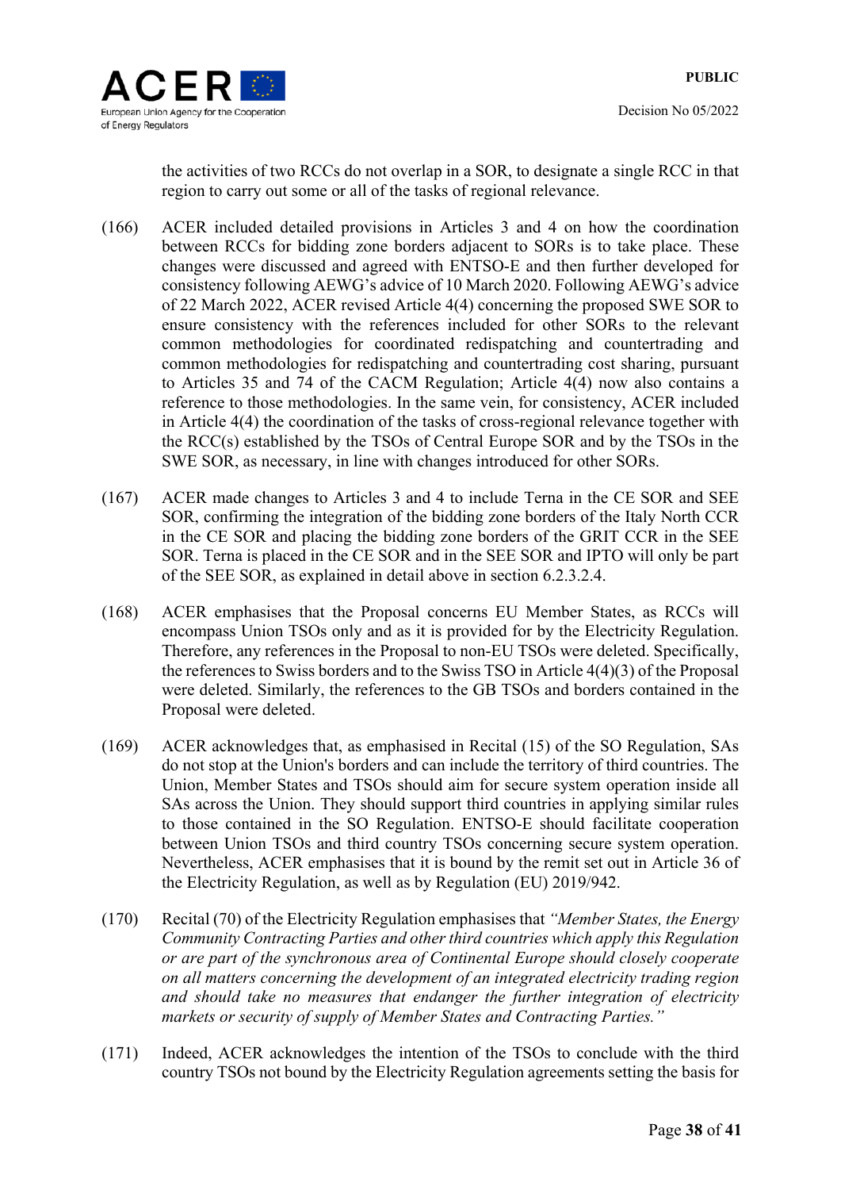the activities of two RCCs do not overlap in a SOR, to designate a single RCC in that region to carry out some or all of the tasks of regional relevance.

(166) ACER included detailed provisions in Articles 3 and 4 on how the coordination between RCCs for bidding zone borders adjacent to SORs is to take place. These changes were discussed and agreed with ENTSO-E and then further developed for consistency following AEWG's advice of 10 March 2020. Following AEWG's advice of 22 March 2022, ACER revised Article 4(4) concerning the proposed SWE SOR to ensure consistency with the references included for other SORs to the relevant common methodologies for coordinated redispatching and countertrading and common methodologies for redispatching and countertrading cost sharing, pursuant to Articles 35 and 74 of the CACM Regulation; Article 4(4) now also contains a reference to those methodologies. In the same vein, for consistency, ACER included in Article 4(4) the coordination of the tasks of cross-regional relevance together with the RCC(s) established by the TSOs of Central Europe SOR and by the TSOs in the SWE SOR, as necessary, in line with changes introduced for other SORs.

(167) ACER made changes to Articles 3 and 4 to include Terna in the CE SOR and SEE SOR, confirming the integration of the bidding zone borders of the Italy North CCR in the CE SOR and placing the bidding zone borders of the GRIT CCR in the SEE SOR. Terna is placed in the CE SOR and in the SEE SOR and IPTO will only be part of the SEE SOR, as explained in detail above in section 6.2.3.2.4.

(168) ACER emphasises that the Proposal concerns EU Member States, as RCCs will encompass Union TSOs only and as it is provided for by the Electricity Regulation. Therefore, any references in the Proposal to non-EU TSOs were deleted. Specifically, the references to Swiss borders and to the Swiss TSO in Article 4(4)(3) of the Proposal were deleted. Similarly, the references to the GB TSOs and borders contained in the Proposal were deleted.

(169) ACER acknowledges that, as emphasised in Recital (15) of the SO Regulation, SAs do not stop at the Union's borders and can include the territory of third countries. The Union, Member States and TSOs should aim for secure system operation inside all SAs across the Union. They should support third countries in applying similar rules to those contained in the SO Regulation. ENTSO-E should facilitate cooperation between Union TSOs and third country TSOs concerning secure system operation. Nevertheless, ACER emphasises that it is bound by the remit set out in Article 36 of the Electricity Regulation, as well as by Regulation (EU) 2019/942.

(170) Recital (70) of the Electricity Regulation emphasises that *"Member States, the Energy Community Contracting Parties and other third countries which apply this Regulation or are part of the synchronous area of Continental Europe should closely cooperate on all matters concerning the development of an integrated electricity trading region and should take no measures that endanger the further integration of electricity markets or security of supply of Member States and Contracting Parties."*

(171) Indeed, ACER acknowledges the intention of the TSOs to conclude with the third country TSOs not bound by the Electricity Regulation agreements setting the basis for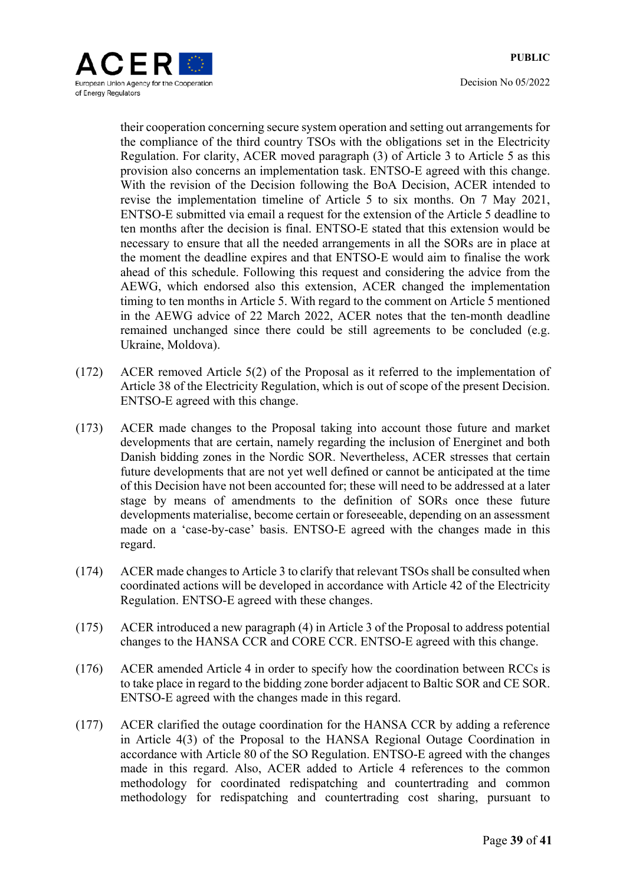their cooperation concerning secure system operation and setting out arrangements for the compliance of the third country TSOs with the obligations set in the Electricity Regulation. For clarity, ACER moved paragraph (3) of Article 3 to Article 5 as this provision also concerns an implementation task. ENTSO-E agreed with this change. With the revision of the Decision following the BoA Decision, ACER intended to revise the implementation timeline of Article 5 to six months. On 7 May 2021, ENTSO-E submitted via email a request for the extension of the Article 5 deadline to ten months after the decision is final. ENTSO-E stated that this extension would be necessary to ensure that all the needed arrangements in all the SORs are in place at the moment the deadline expires and that ENTSO-E would aim to finalise the work ahead of this schedule. Following this request and considering the advice from the AEWG, which endorsed also this extension, ACER changed the implementation timing to ten months in Article 5. With regard to the comment on Article 5 mentioned in the AEWG advice of 22 March 2022, ACER notes that the ten-month deadline remained unchanged since there could be still agreements to be concluded (e.g. Ukraine, Moldova).

(172) ACER removed Article 5(2) of the Proposal as it referred to the implementation of Article 38 of the Electricity Regulation, which is out of scope of the present Decision. ENTSO-E agreed with this change.

(173) ACER made changes to the Proposal taking into account those future and market developments that are certain, namely regarding the inclusion of Energinet and both Danish bidding zones in the Nordic SOR. Nevertheless, ACER stresses that certain future developments that are not yet well defined or cannot be anticipated at the time of this Decision have not been accounted for; these will need to be addressed at a later stage by means of amendments to the definition of SORs once these future developments materialise, become certain or foreseeable, depending on an assessment made on a 'case-by-case' basis. ENTSO-E agreed with the changes made in this regard.

(174) ACER made changes to Article 3 to clarify that relevant TSOs shall be consulted when coordinated actions will be developed in accordance with Article 42 of the Electricity Regulation. ENTSO-E agreed with these changes.

(175) ACER introduced a new paragraph (4) in Article 3 of the Proposal to address potential changes to the HANSA CCR and CORE CCR. ENTSO-E agreed with this change.

(176) ACER amended Article 4 in order to specify how the coordination between RCCs is to take place in regard to the bidding zone border adjacent to Baltic SOR and CE SOR. ENTSO-E agreed with the changes made in this regard.

(177) ACER clarified the outage coordination for the HANSA CCR by adding a reference in Article 4(3) of the Proposal to the HANSA Regional Outage Coordination in accordance with Article 80 of the SO Regulation. ENTSO-E agreed with the changes made in this regard. Also, ACER added to Article 4 references to the common methodology for coordinated redispatching and countertrading and common methodology for redispatching and countertrading cost sharing, pursuant to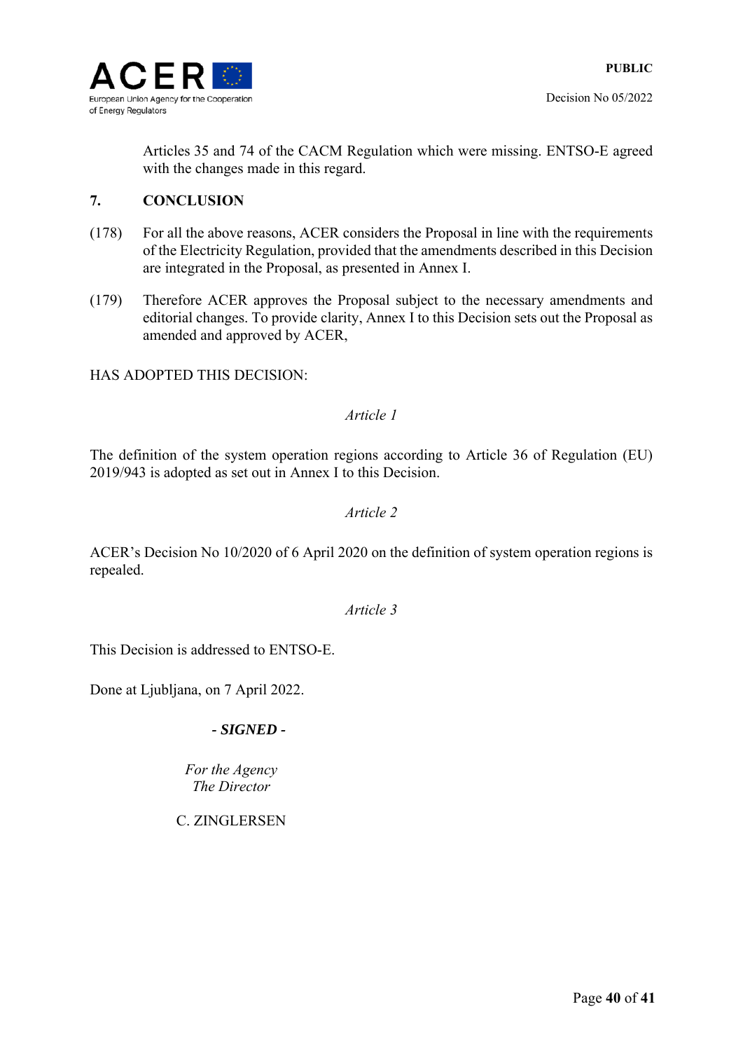Articles 35 and 74 of the CACM Regulation which were missing. ENTSO-E agreed with the changes made in this regard.

## 7. CONCLUSION

(178) For all the above reasons, ACER considers the Proposal in line with the requirements of the Electricity Regulation, provided that the amendments described in this Decision are integrated in the Proposal, as presented in Annex I.

(179) Therefore ACER approves the Proposal subject to the necessary amendments and editorial changes. To provide clarity, Annex I to this Decision sets out the Proposal as amended and approved by ACER,

HAS ADOPTED THIS DECISION:

*Article 1*

The definition of the system operation regions according to Article 36 of Regulation (EU) 2019/943 is adopted as set out in Annex I to this Decision.

*Article 2*

ACER's Decision No 10/2020 of 6 April 2020 on the definition of system operation regions is repealed.

*Article 3*

This Decision is addressed to ENTSO-E.

Done at Ljubljana, on 7 April 2022.

- ***SIGNED*** -

*For the Agency*
*The Director*

C. ZINGLERSEN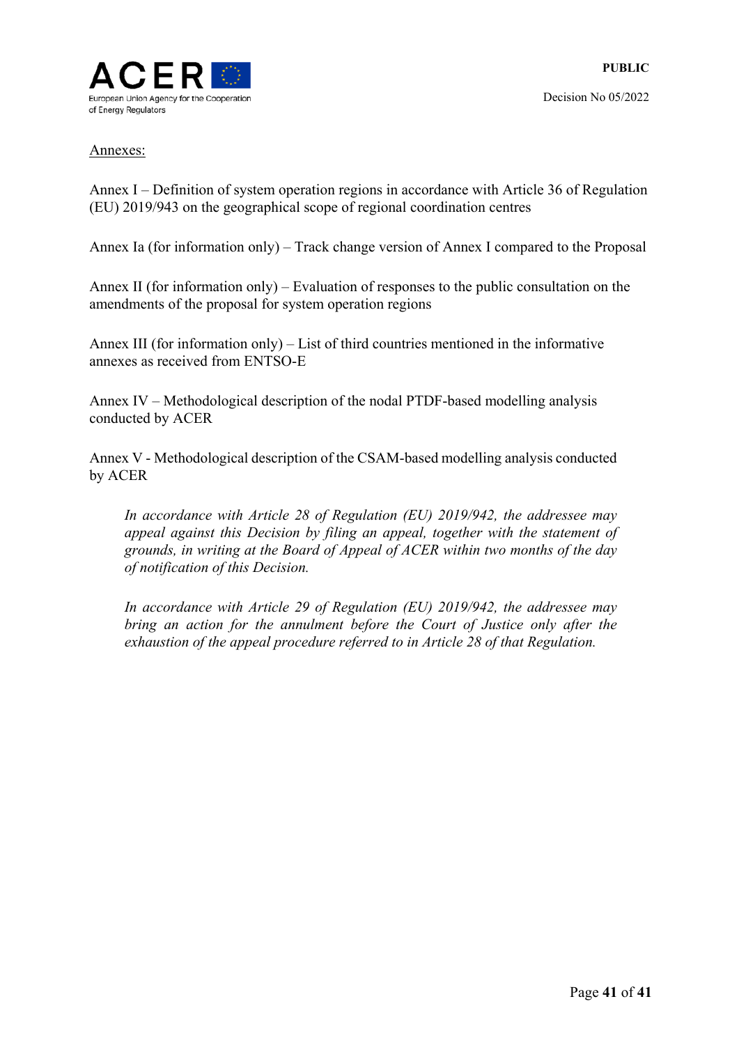Annexes:

Annex I – Definition of system operation regions in accordance with Article 36 of Regulation (EU) 2019/943 on the geographical scope of regional coordination centres

Annex Ia (for information only) – Track change version of Annex I compared to the Proposal

Annex II (for information only) – Evaluation of responses to the public consultation on the amendments of the proposal for system operation regions

Annex III (for information only) – List of third countries mentioned in the informative annexes as received from ENTSO-E

Annex IV – Methodological description of the nodal PTDF-based modelling analysis conducted by ACER

Annex V - Methodological description of the CSAM-based modelling analysis conducted by ACER

*In accordance with Article 28 of Regulation (EU) 2019/942, the addressee may appeal against this Decision by filing an appeal, together with the statement of grounds, in writing at the Board of Appeal of ACER within two months of the day of notification of this Decision.*

*In accordance with Article 29 of Regulation (EU) 2019/942, the addressee may bring an action for the annulment before the Court of Justice only after the exhaustion of the appeal procedure referred to in Article 28 of that Regulation.*